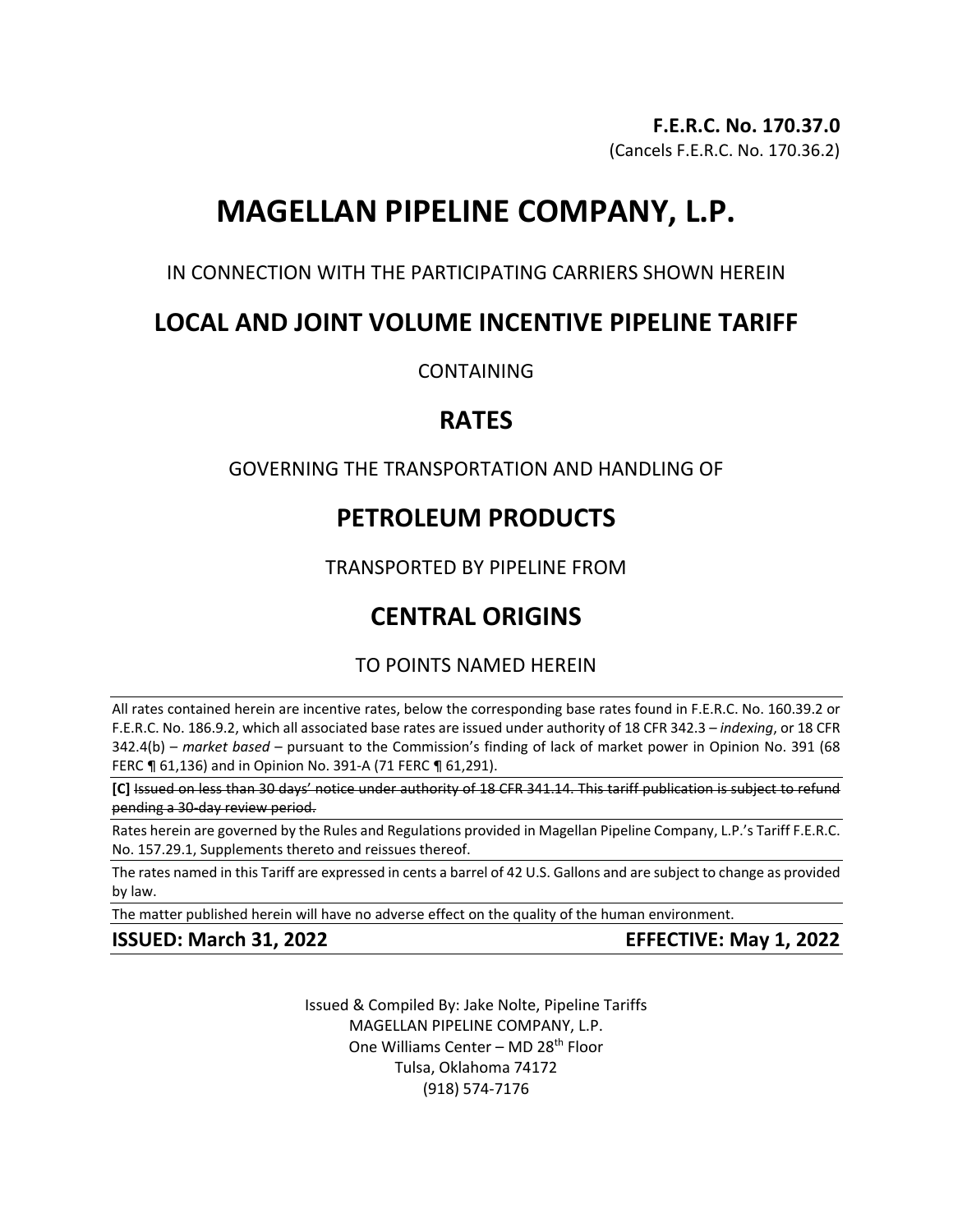**F.E.R.C. No. 170.37.0**
(Cancels F.E.R.C. No. 170.36.2)

# MAGELLAN PIPELINE COMPANY, L.P.

IN CONNECTION WITH THE PARTICIPATING CARRIERS SHOWN HEREIN

## LOCAL AND JOINT VOLUME INCENTIVE PIPELINE TARIFF

CONTAINING

## RATES

GOVERNING THE TRANSPORTATION AND HANDLING OF

## PETROLEUM PRODUCTS

TRANSPORTED BY PIPELINE FROM

## CENTRAL ORIGINS

TO POINTS NAMED HEREIN

All rates contained herein are incentive rates, below the corresponding base rates found in F.E.R.C. No. 160.39.2 or F.E.R.C. No. 186.9.2, which all associated base rates are issued under authority of 18 CFR 342.3 – *indexing*, or 18 CFR 342.4(b) – *market based* – pursuant to the Commission's finding of lack of market power in Opinion No. 391 (68 FERC ¶ 61,136) and in Opinion No. 391-A (71 FERC ¶ 61,291).

**[C]** ~~Issued on less than 30 days' notice under authority of 18 CFR 341.14. This tariff publication is subject to refund pending a 30-day review period.~~

Rates herein are governed by the Rules and Regulations provided in Magellan Pipeline Company, L.P.'s Tariff F.E.R.C. No. 157.29.1, Supplements thereto and reissues thereof.

The rates named in this Tariff are expressed in cents a barrel of 42 U.S. Gallons and are subject to change as provided by law.

The matter published herein will have no adverse effect on the quality of the human environment.

**ISSUED: March 31, 2022** **EFFECTIVE: May 1, 2022**

Issued & Compiled By: Jake Nolte, Pipeline Tariffs
MAGELLAN PIPELINE COMPANY, L.P.
One Williams Center – MD 28th Floor
Tulsa, Oklahoma 74172
(918) 574-7176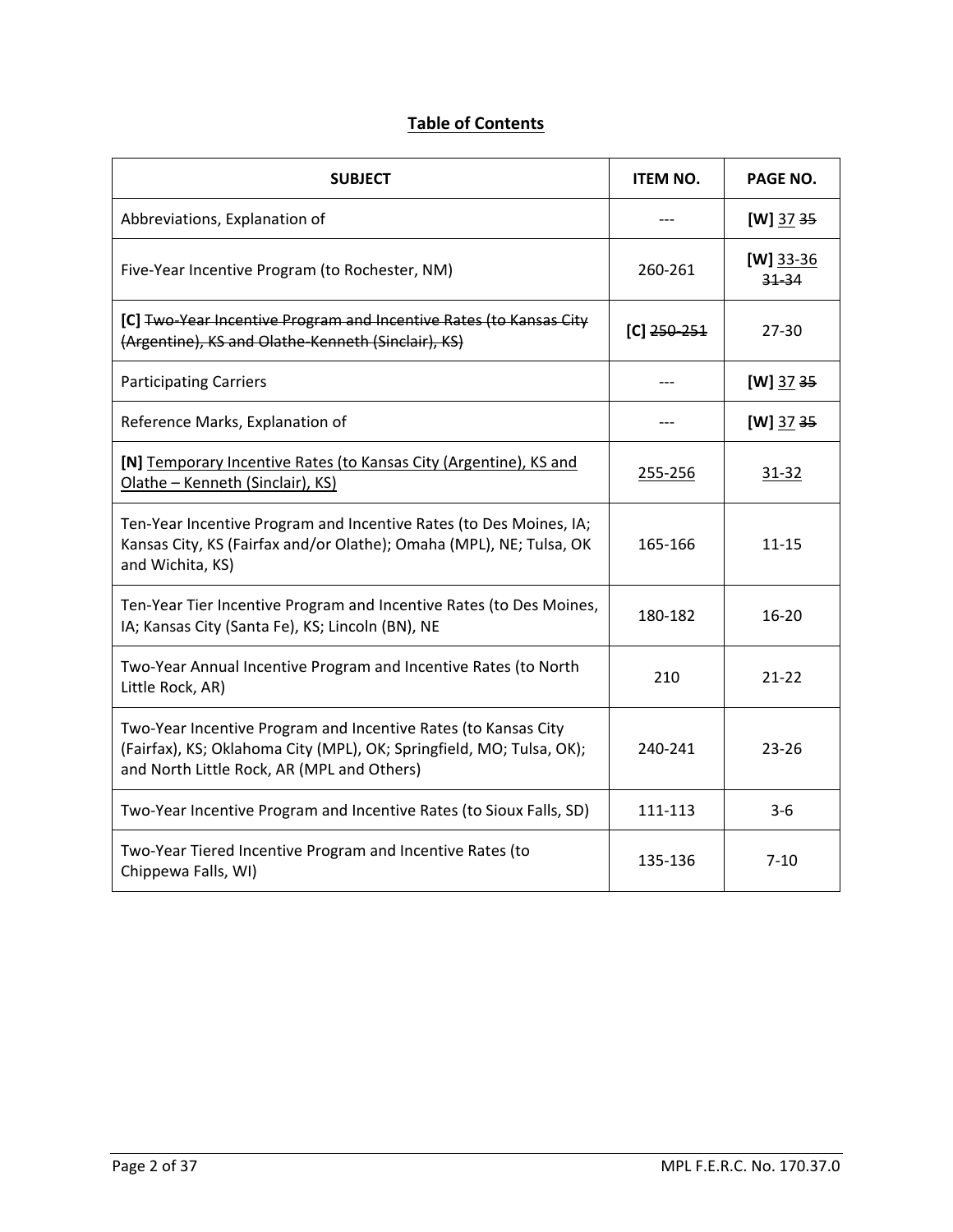# Table of Contents

| SUBJECT | ITEM NO. | PAGE NO. |
|---|---|---|
| Abbreviations, Explanation of | --- | **[W]** 37 ~~35~~ |
| Five-Year Incentive Program (to Rochester, NM) | 260-261 | **[W]** 33-36 ~~31-34~~ |
| **[C]** ~~Two-Year Incentive Program and Incentive Rates (to Kansas City (Argentine), KS and Olathe-Kenneth (Sinclair), KS)~~ | **[C]** ~~250-251~~ | 27-30 |
| Participating Carriers | --- | **[W]** 37 ~~35~~ |
| Reference Marks, Explanation of | --- | **[W]** 37 ~~35~~ |
| **[N]** Temporary Incentive Rates (to Kansas City (Argentine), KS and Olathe – Kenneth (Sinclair), KS) | 255-256 | 31-32 |
| Ten-Year Incentive Program and Incentive Rates (to Des Moines, IA; Kansas City, KS (Fairfax and/or Olathe); Omaha (MPL), NE; Tulsa, OK and Wichita, KS) | 165-166 | 11-15 |
| Ten-Year Tier Incentive Program and Incentive Rates (to Des Moines, IA; Kansas City (Santa Fe), KS; Lincoln (BN), NE | 180-182 | 16-20 |
| Two-Year Annual Incentive Program and Incentive Rates (to North Little Rock, AR) | 210 | 21-22 |
| Two-Year Incentive Program and Incentive Rates (to Kansas City (Fairfax), KS; Oklahoma City (MPL), OK; Springfield, MO; Tulsa, OK); and North Little Rock, AR (MPL and Others) | 240-241 | 23-26 |
| Two-Year Incentive Program and Incentive Rates (to Sioux Falls, SD) | 111-113 | 3-6 |
| Two-Year Tiered Incentive Program and Incentive Rates (to Chippewa Falls, WI) | 135-136 | 7-10 |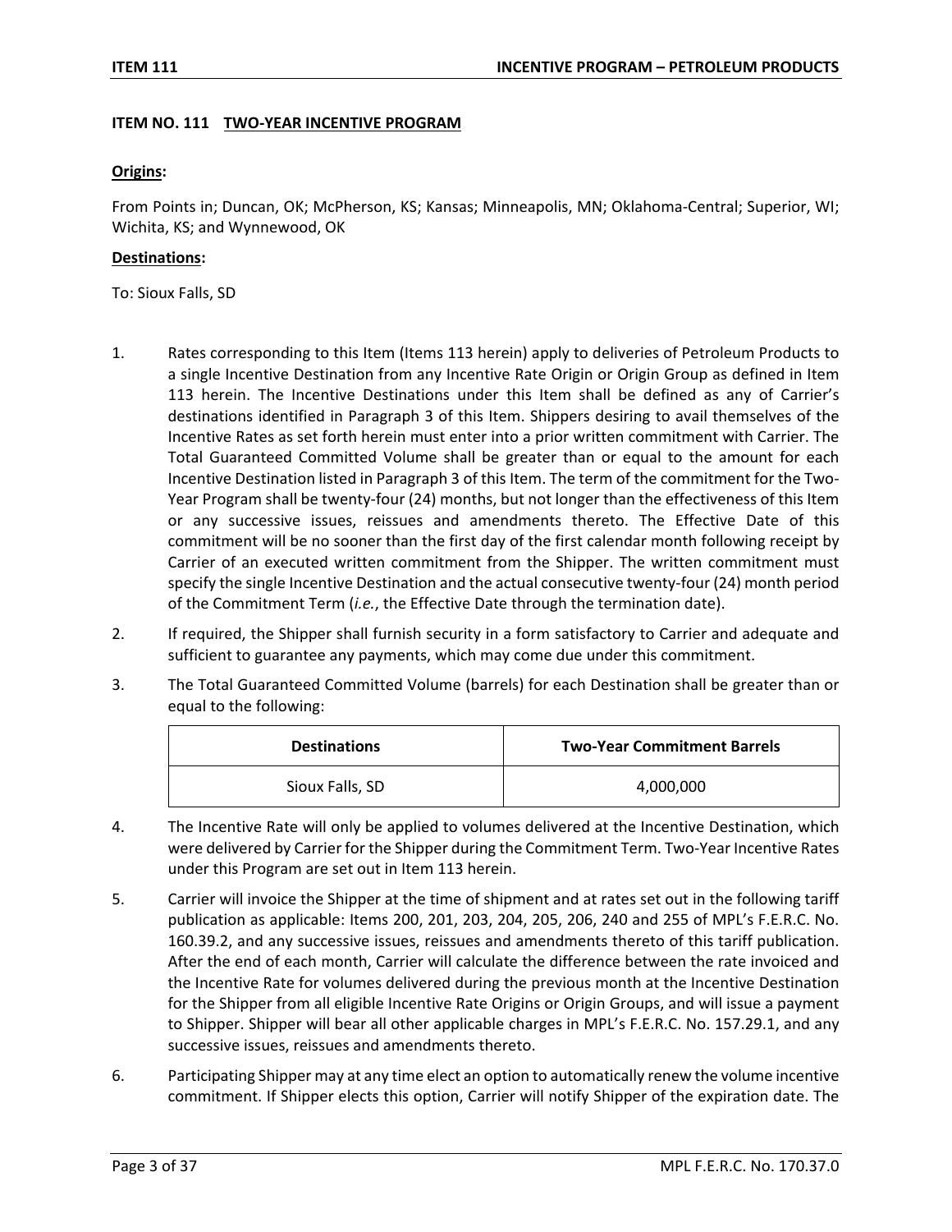## ITEM NO. 111 TWO-YEAR INCENTIVE PROGRAM

**Origins:**

From Points in; Duncan, OK; McPherson, KS; Kansas; Minneapolis, MN; Oklahoma-Central; Superior, WI; Wichita, KS; and Wynnewood, OK

**Destinations:**

To: Sioux Falls, SD

1. Rates corresponding to this Item (Items 113 herein) apply to deliveries of Petroleum Products to a single Incentive Destination from any Incentive Rate Origin or Origin Group as defined in Item 113 herein. The Incentive Destinations under this Item shall be defined as any of Carrier's destinations identified in Paragraph 3 of this Item. Shippers desiring to avail themselves of the Incentive Rates as set forth herein must enter into a prior written commitment with Carrier. The Total Guaranteed Committed Volume shall be greater than or equal to the amount for each Incentive Destination listed in Paragraph 3 of this Item. The term of the commitment for the Two-Year Program shall be twenty-four (24) months, but not longer than the effectiveness of this Item or any successive issues, reissues and amendments thereto. The Effective Date of this commitment will be no sooner than the first day of the first calendar month following receipt by Carrier of an executed written commitment from the Shipper. The written commitment must specify the single Incentive Destination and the actual consecutive twenty-four (24) month period of the Commitment Term (*i.e.*, the Effective Date through the termination date).

2. If required, the Shipper shall furnish security in a form satisfactory to Carrier and adequate and sufficient to guarantee any payments, which may come due under this commitment.

3. The Total Guaranteed Committed Volume (barrels) for each Destination shall be greater than or equal to the following:

| Destinations | Two-Year Commitment Barrels |
|---|---|
| Sioux Falls, SD | 4,000,000 |

4. The Incentive Rate will only be applied to volumes delivered at the Incentive Destination, which were delivered by Carrier for the Shipper during the Commitment Term. Two-Year Incentive Rates under this Program are set out in Item 113 herein.

5. Carrier will invoice the Shipper at the time of shipment and at rates set out in the following tariff publication as applicable: Items 200, 201, 203, 204, 205, 206, 240 and 255 of MPL's F.E.R.C. No. 160.39.2, and any successive issues, reissues and amendments thereto of this tariff publication. After the end of each month, Carrier will calculate the difference between the rate invoiced and the Incentive Rate for volumes delivered during the previous month at the Incentive Destination for the Shipper from all eligible Incentive Rate Origins or Origin Groups, and will issue a payment to Shipper. Shipper will bear all other applicable charges in MPL's F.E.R.C. No. 157.29.1, and any successive issues, reissues and amendments thereto.

6. Participating Shipper may at any time elect an option to automatically renew the volume incentive commitment. If Shipper elects this option, Carrier will notify Shipper of the expiration date. The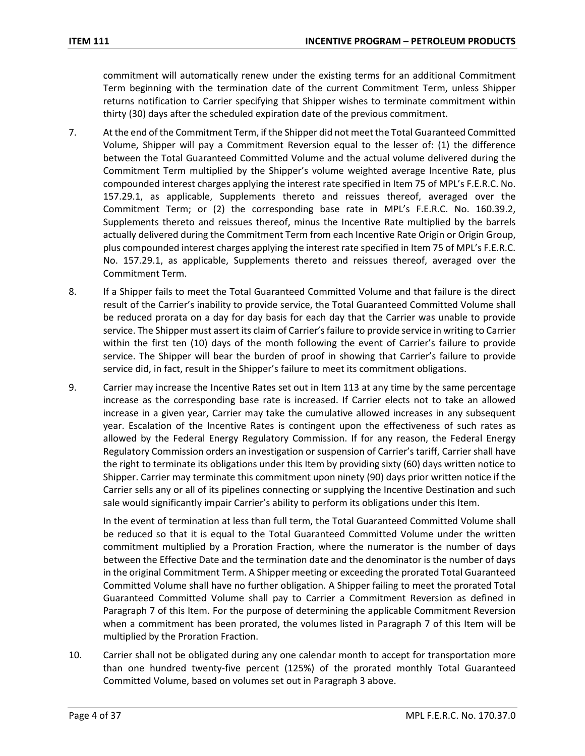commitment will automatically renew under the existing terms for an additional Commitment Term beginning with the termination date of the current Commitment Term, unless Shipper returns notification to Carrier specifying that Shipper wishes to terminate commitment within thirty (30) days after the scheduled expiration date of the previous commitment.

7. At the end of the Commitment Term, if the Shipper did not meet the Total Guaranteed Committed Volume, Shipper will pay a Commitment Reversion equal to the lesser of: (1) the difference between the Total Guaranteed Committed Volume and the actual volume delivered during the Commitment Term multiplied by the Shipper's volume weighted average Incentive Rate, plus compounded interest charges applying the interest rate specified in Item 75 of MPL's F.E.R.C. No. 157.29.1, as applicable, Supplements thereto and reissues thereof, averaged over the Commitment Term; or (2) the corresponding base rate in MPL's F.E.R.C. No. 160.39.2, Supplements thereto and reissues thereof, minus the Incentive Rate multiplied by the barrels actually delivered during the Commitment Term from each Incentive Rate Origin or Origin Group, plus compounded interest charges applying the interest rate specified in Item 75 of MPL's F.E.R.C. No. 157.29.1, as applicable, Supplements thereto and reissues thereof, averaged over the Commitment Term.

8. If a Shipper fails to meet the Total Guaranteed Committed Volume and that failure is the direct result of the Carrier's inability to provide service, the Total Guaranteed Committed Volume shall be reduced prorata on a day for day basis for each day that the Carrier was unable to provide service. The Shipper must assert its claim of Carrier's failure to provide service in writing to Carrier within the first ten (10) days of the month following the event of Carrier's failure to provide service. The Shipper will bear the burden of proof in showing that Carrier's failure to provide service did, in fact, result in the Shipper's failure to meet its commitment obligations.

9. Carrier may increase the Incentive Rates set out in Item 113 at any time by the same percentage increase as the corresponding base rate is increased. If Carrier elects not to take an allowed increase in a given year, Carrier may take the cumulative allowed increases in any subsequent year. Escalation of the Incentive Rates is contingent upon the effectiveness of such rates as allowed by the Federal Energy Regulatory Commission. If for any reason, the Federal Energy Regulatory Commission orders an investigation or suspension of Carrier's tariff, Carrier shall have the right to terminate its obligations under this Item by providing sixty (60) days written notice to Shipper. Carrier may terminate this commitment upon ninety (90) days prior written notice if the Carrier sells any or all of its pipelines connecting or supplying the Incentive Destination and such sale would significantly impair Carrier's ability to perform its obligations under this Item.

   In the event of termination at less than full term, the Total Guaranteed Committed Volume shall be reduced so that it is equal to the Total Guaranteed Committed Volume under the written commitment multiplied by a Proration Fraction, where the numerator is the number of days between the Effective Date and the termination date and the denominator is the number of days in the original Commitment Term. A Shipper meeting or exceeding the prorated Total Guaranteed Committed Volume shall have no further obligation. A Shipper failing to meet the prorated Total Guaranteed Committed Volume shall pay to Carrier a Commitment Reversion as defined in Paragraph 7 of this Item. For the purpose of determining the applicable Commitment Reversion when a commitment has been prorated, the volumes listed in Paragraph 7 of this Item will be multiplied by the Proration Fraction.

10. Carrier shall not be obligated during any one calendar month to accept for transportation more than one hundred twenty-five percent (125%) of the prorated monthly Total Guaranteed Committed Volume, based on volumes set out in Paragraph 3 above.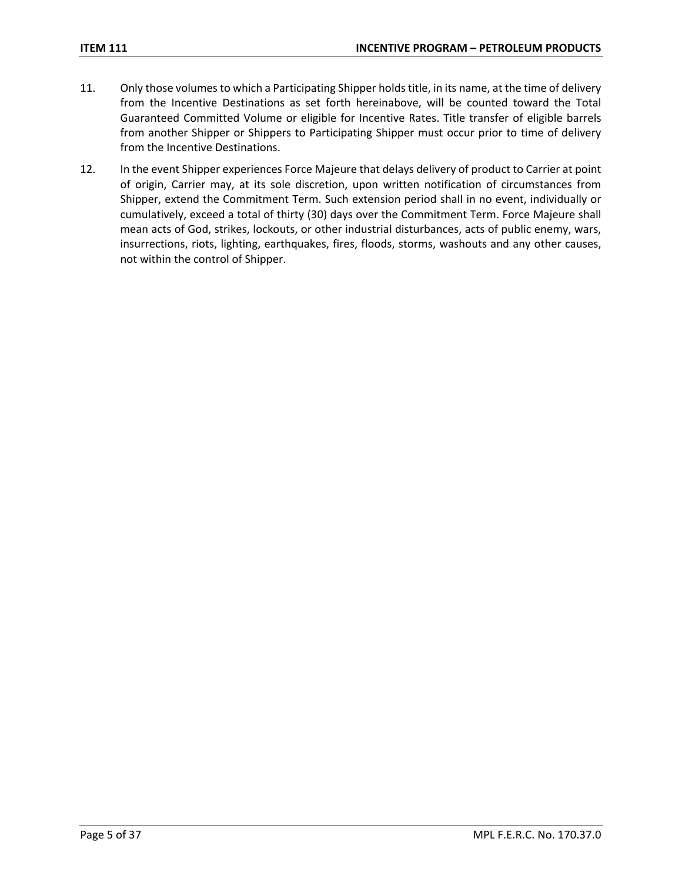11. Only those volumes to which a Participating Shipper holds title, in its name, at the time of delivery from the Incentive Destinations as set forth hereinabove, will be counted toward the Total Guaranteed Committed Volume or eligible for Incentive Rates. Title transfer of eligible barrels from another Shipper or Shippers to Participating Shipper must occur prior to time of delivery from the Incentive Destinations.

12. In the event Shipper experiences Force Majeure that delays delivery of product to Carrier at point of origin, Carrier may, at its sole discretion, upon written notification of circumstances from Shipper, extend the Commitment Term. Such extension period shall in no event, individually or cumulatively, exceed a total of thirty (30) days over the Commitment Term. Force Majeure shall mean acts of God, strikes, lockouts, or other industrial disturbances, acts of public enemy, wars, insurrections, riots, lighting, earthquakes, fires, floods, storms, washouts and any other causes, not within the control of Shipper.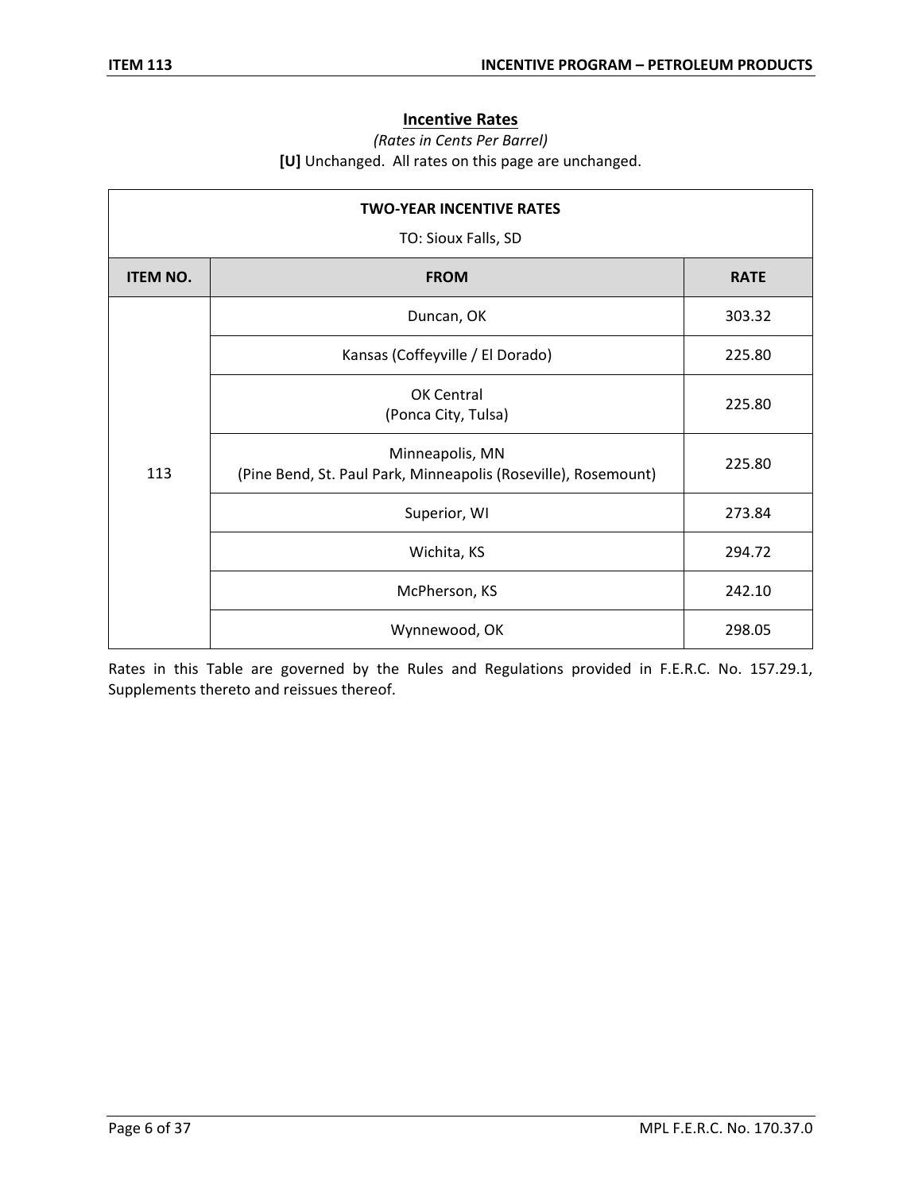## Incentive Rates

*(Rates in Cents Per Barrel)*

**[U]** Unchanged. All rates on this page are unchanged.

| TWO-YEAR INCENTIVE RATES<br>TO: Sioux Falls, SD | | |
|---|---|---|
| **ITEM NO.** | **FROM** | **RATE** |
| 113 | Duncan, OK | 303.32 |
| | Kansas (Coffeyville / El Dorado) | 225.80 |
| | OK Central<br>(Ponca City, Tulsa) | 225.80 |
| | Minneapolis, MN<br>(Pine Bend, St. Paul Park, Minneapolis (Roseville), Rosemount) | 225.80 |
| | Superior, WI | 273.84 |
| | Wichita, KS | 294.72 |
| | McPherson, KS | 242.10 |
| | Wynnewood, OK | 298.05 |

Rates in this Table are governed by the Rules and Regulations provided in F.E.R.C. No. 157.29.1, Supplements thereto and reissues thereof.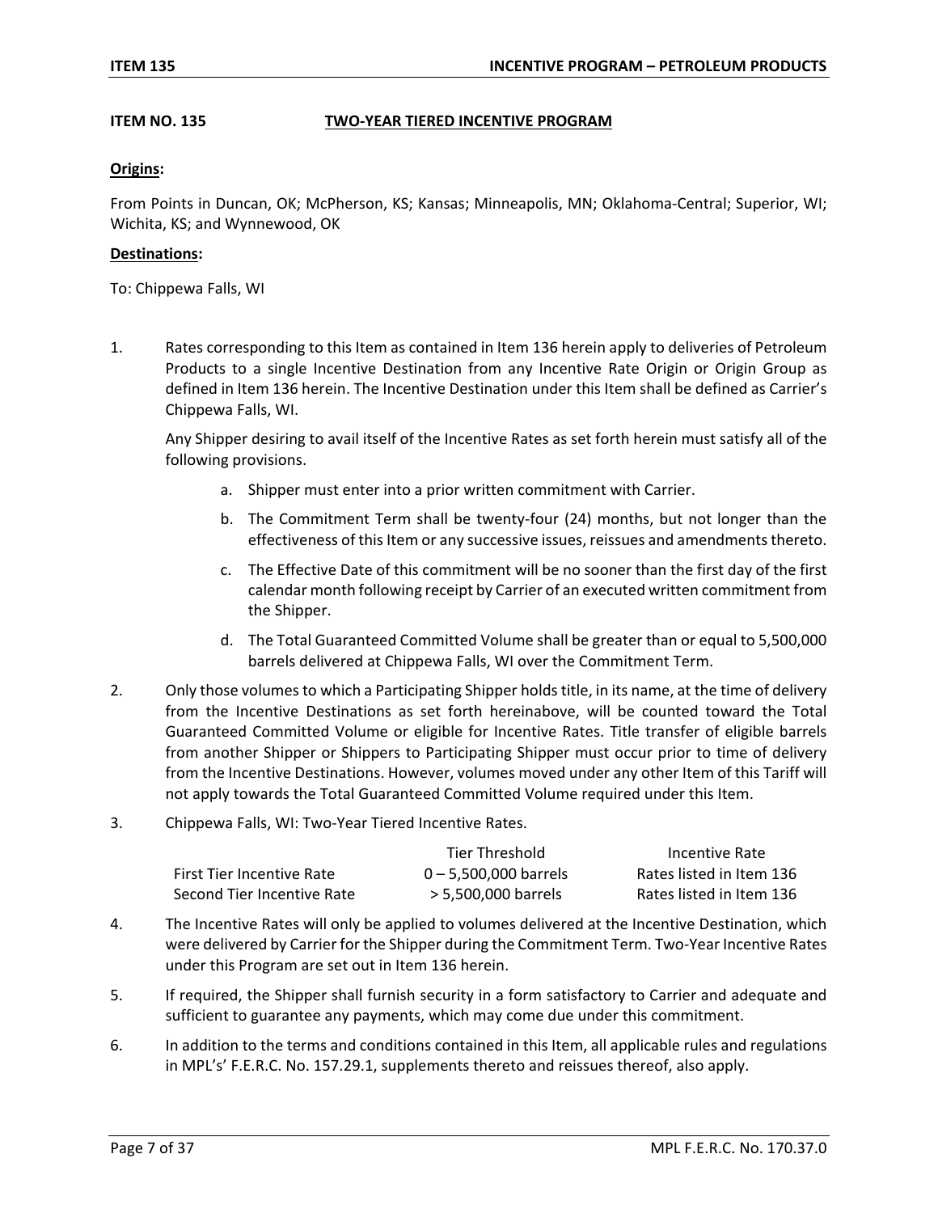## ITEM NO. 135 TWO-YEAR TIERED INCENTIVE PROGRAM

**Origins:**

From Points in Duncan, OK; McPherson, KS; Kansas; Minneapolis, MN; Oklahoma-Central; Superior, WI; Wichita, KS; and Wynnewood, OK

**Destinations:**

To: Chippewa Falls, WI

1. Rates corresponding to this Item as contained in Item 136 herein apply to deliveries of Petroleum Products to a single Incentive Destination from any Incentive Rate Origin or Origin Group as defined in Item 136 herein. The Incentive Destination under this Item shall be defined as Carrier's Chippewa Falls, WI.

   Any Shipper desiring to avail itself of the Incentive Rates as set forth herein must satisfy all of the following provisions.

   a. Shipper must enter into a prior written commitment with Carrier.

   b. The Commitment Term shall be twenty-four (24) months, but not longer than the effectiveness of this Item or any successive issues, reissues and amendments thereto.

   c. The Effective Date of this commitment will be no sooner than the first day of the first calendar month following receipt by Carrier of an executed written commitment from the Shipper.

   d. The Total Guaranteed Committed Volume shall be greater than or equal to 5,500,000 barrels delivered at Chippewa Falls, WI over the Commitment Term.

2. Only those volumes to which a Participating Shipper holds title, in its name, at the time of delivery from the Incentive Destinations as set forth hereinabove, will be counted toward the Total Guaranteed Committed Volume or eligible for Incentive Rates. Title transfer of eligible barrels from another Shipper or Shippers to Participating Shipper must occur prior to time of delivery from the Incentive Destinations. However, volumes moved under any other Item of this Tariff will not apply towards the Total Guaranteed Committed Volume required under this Item.

3. Chippewa Falls, WI: Two-Year Tiered Incentive Rates.

| | Tier Threshold | Incentive Rate |
|---|---|---|
| First Tier Incentive Rate | 0 – 5,500,000 barrels | Rates listed in Item 136 |
| Second Tier Incentive Rate | > 5,500,000 barrels | Rates listed in Item 136 |

4. The Incentive Rates will only be applied to volumes delivered at the Incentive Destination, which were delivered by Carrier for the Shipper during the Commitment Term. Two-Year Incentive Rates under this Program are set out in Item 136 herein.

5. If required, the Shipper shall furnish security in a form satisfactory to Carrier and adequate and sufficient to guarantee any payments, which may come due under this commitment.

6. In addition to the terms and conditions contained in this Item, all applicable rules and regulations in MPL's' F.E.R.C. No. 157.29.1, supplements thereto and reissues thereof, also apply.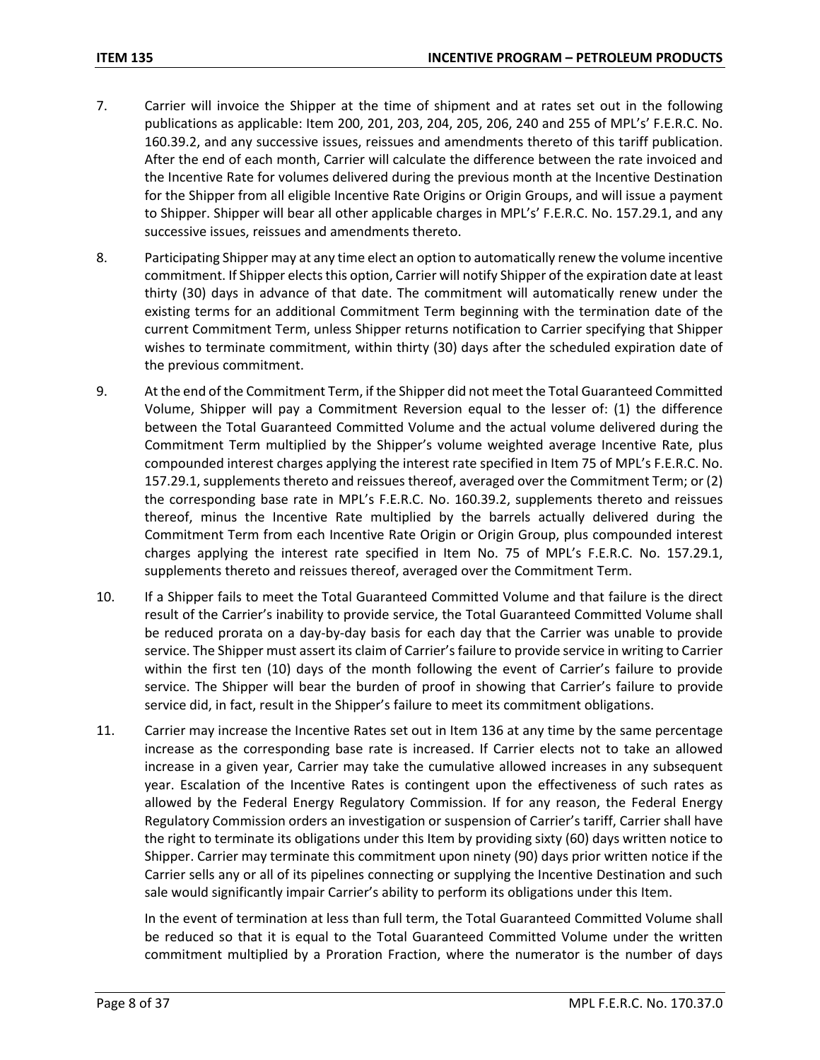7. Carrier will invoice the Shipper at the time of shipment and at rates set out in the following publications as applicable: Item 200, 201, 203, 204, 205, 206, 240 and 255 of MPL's' F.E.R.C. No. 160.39.2, and any successive issues, reissues and amendments thereto of this tariff publication. After the end of each month, Carrier will calculate the difference between the rate invoiced and the Incentive Rate for volumes delivered during the previous month at the Incentive Destination for the Shipper from all eligible Incentive Rate Origins or Origin Groups, and will issue a payment to Shipper. Shipper will bear all other applicable charges in MPL's' F.E.R.C. No. 157.29.1, and any successive issues, reissues and amendments thereto.

8. Participating Shipper may at any time elect an option to automatically renew the volume incentive commitment. If Shipper elects this option, Carrier will notify Shipper of the expiration date at least thirty (30) days in advance of that date. The commitment will automatically renew under the existing terms for an additional Commitment Term beginning with the termination date of the current Commitment Term, unless Shipper returns notification to Carrier specifying that Shipper wishes to terminate commitment, within thirty (30) days after the scheduled expiration date of the previous commitment.

9. At the end of the Commitment Term, if the Shipper did not meet the Total Guaranteed Committed Volume, Shipper will pay a Commitment Reversion equal to the lesser of: (1) the difference between the Total Guaranteed Committed Volume and the actual volume delivered during the Commitment Term multiplied by the Shipper's volume weighted average Incentive Rate, plus compounded interest charges applying the interest rate specified in Item 75 of MPL's F.E.R.C. No. 157.29.1, supplements thereto and reissues thereof, averaged over the Commitment Term; or (2) the corresponding base rate in MPL's F.E.R.C. No. 160.39.2, supplements thereto and reissues thereof, minus the Incentive Rate multiplied by the barrels actually delivered during the Commitment Term from each Incentive Rate Origin or Origin Group, plus compounded interest charges applying the interest rate specified in Item No. 75 of MPL's F.E.R.C. No. 157.29.1, supplements thereto and reissues thereof, averaged over the Commitment Term.

10. If a Shipper fails to meet the Total Guaranteed Committed Volume and that failure is the direct result of the Carrier's inability to provide service, the Total Guaranteed Committed Volume shall be reduced prorata on a day-by-day basis for each day that the Carrier was unable to provide service. The Shipper must assert its claim of Carrier's failure to provide service in writing to Carrier within the first ten (10) days of the month following the event of Carrier's failure to provide service. The Shipper will bear the burden of proof in showing that Carrier's failure to provide service did, in fact, result in the Shipper's failure to meet its commitment obligations.

11. Carrier may increase the Incentive Rates set out in Item 136 at any time by the same percentage increase as the corresponding base rate is increased. If Carrier elects not to take an allowed increase in a given year, Carrier may take the cumulative allowed increases in any subsequent year. Escalation of the Incentive Rates is contingent upon the effectiveness of such rates as allowed by the Federal Energy Regulatory Commission. If for any reason, the Federal Energy Regulatory Commission orders an investigation or suspension of Carrier's tariff, Carrier shall have the right to terminate its obligations under this Item by providing sixty (60) days written notice to Shipper. Carrier may terminate this commitment upon ninety (90) days prior written notice if the Carrier sells any or all of its pipelines connecting or supplying the Incentive Destination and such sale would significantly impair Carrier's ability to perform its obligations under this Item.

    In the event of termination at less than full term, the Total Guaranteed Committed Volume shall be reduced so that it is equal to the Total Guaranteed Committed Volume under the written commitment multiplied by a Proration Fraction, where the numerator is the number of days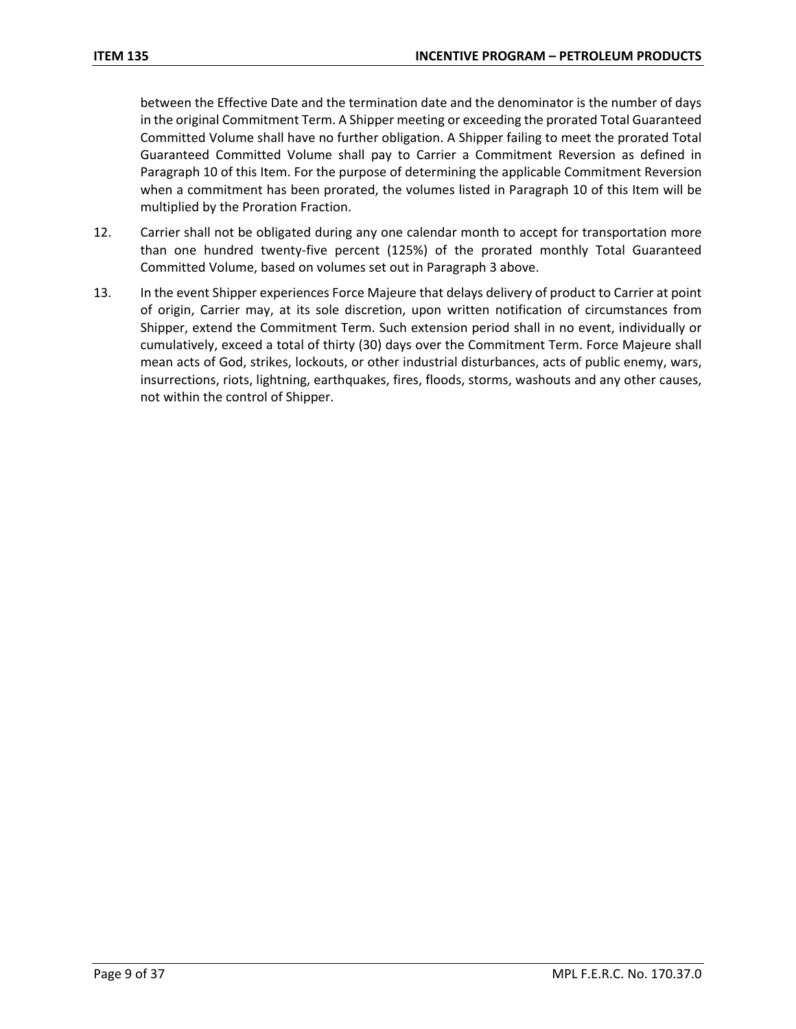between the Effective Date and the termination date and the denominator is the number of days in the original Commitment Term. A Shipper meeting or exceeding the prorated Total Guaranteed Committed Volume shall have no further obligation. A Shipper failing to meet the prorated Total Guaranteed Committed Volume shall pay to Carrier a Commitment Reversion as defined in Paragraph 10 of this Item. For the purpose of determining the applicable Commitment Reversion when a commitment has been prorated, the volumes listed in Paragraph 10 of this Item will be multiplied by the Proration Fraction.

12. Carrier shall not be obligated during any one calendar month to accept for transportation more than one hundred twenty-five percent (125%) of the prorated monthly Total Guaranteed Committed Volume, based on volumes set out in Paragraph 3 above.

13. In the event Shipper experiences Force Majeure that delays delivery of product to Carrier at point of origin, Carrier may, at its sole discretion, upon written notification of circumstances from Shipper, extend the Commitment Term. Such extension period shall in no event, individually or cumulatively, exceed a total of thirty (30) days over the Commitment Term. Force Majeure shall mean acts of God, strikes, lockouts, or other industrial disturbances, acts of public enemy, wars, insurrections, riots, lightning, earthquakes, fires, floods, storms, washouts and any other causes, not within the control of Shipper.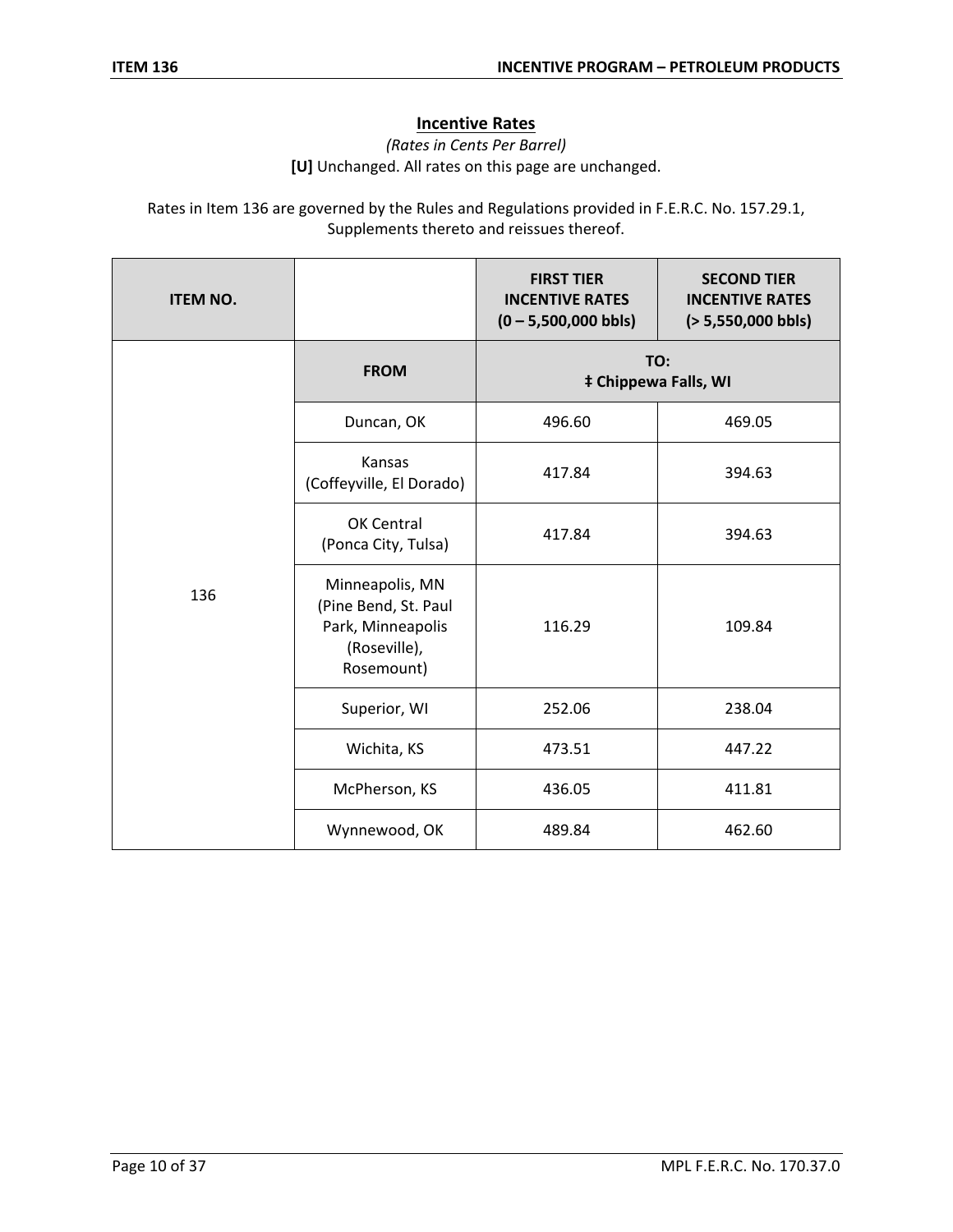## Incentive Rates

*(Rates in Cents Per Barrel)*

**[U]** Unchanged. All rates on this page are unchanged.

Rates in Item 136 are governed by the Rules and Regulations provided in F.E.R.C. No. 157.29.1, Supplements thereto and reissues thereof.

| ITEM NO. | | FIRST TIER INCENTIVE RATES (0 – 5,500,000 bbls) | SECOND TIER INCENTIVE RATES (> 5,550,000 bbls) |
|---|---|---|---|
| | **FROM** | **TO: ‡ Chippewa Falls, WI** | |
| 136 | Duncan, OK | 496.60 | 469.05 |
| | Kansas (Coffeyville, El Dorado) | 417.84 | 394.63 |
| | OK Central (Ponca City, Tulsa) | 417.84 | 394.63 |
| | Minneapolis, MN (Pine Bend, St. Paul Park, Minneapolis (Roseville), Rosemount) | 116.29 | 109.84 |
| | Superior, WI | 252.06 | 238.04 |
| | Wichita, KS | 473.51 | 447.22 |
| | McPherson, KS | 436.05 | 411.81 |
| | Wynnewood, OK | 489.84 | 462.60 |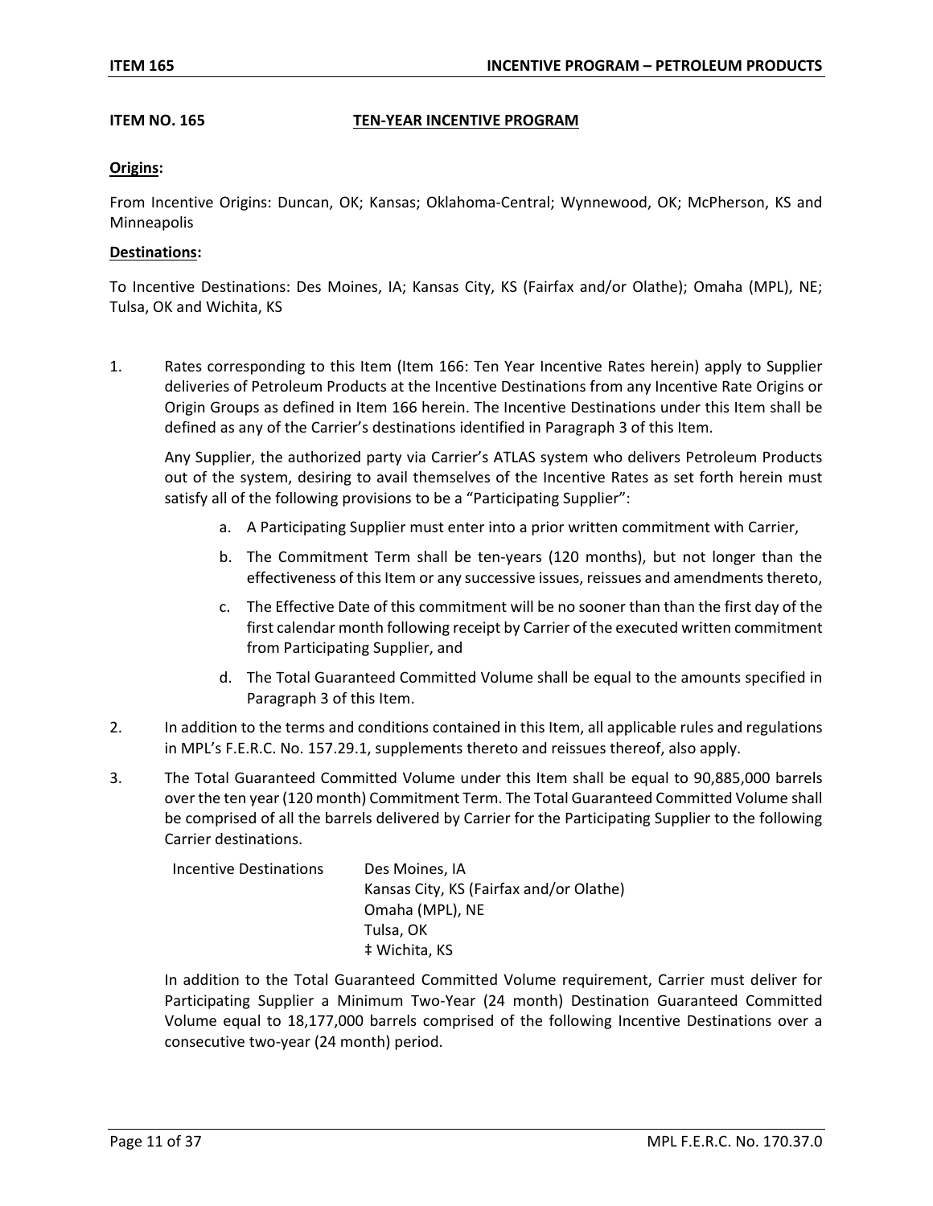**ITEM NO. 165** **TEN-YEAR INCENTIVE PROGRAM**

**Origins:**

From Incentive Origins: Duncan, OK; Kansas; Oklahoma-Central; Wynnewood, OK; McPherson, KS and Minneapolis

**Destinations:**

To Incentive Destinations: Des Moines, IA; Kansas City, KS (Fairfax and/or Olathe); Omaha (MPL), NE; Tulsa, OK and Wichita, KS

1. Rates corresponding to this Item (Item 166: Ten Year Incentive Rates herein) apply to Supplier deliveries of Petroleum Products at the Incentive Destinations from any Incentive Rate Origins or Origin Groups as defined in Item 166 herein. The Incentive Destinations under this Item shall be defined as any of the Carrier's destinations identified in Paragraph 3 of this Item.

   Any Supplier, the authorized party via Carrier's ATLAS system who delivers Petroleum Products out of the system, desiring to avail themselves of the Incentive Rates as set forth herein must satisfy all of the following provisions to be a "Participating Supplier":

   a. A Participating Supplier must enter into a prior written commitment with Carrier,

   b. The Commitment Term shall be ten-years (120 months), but not longer than the effectiveness of this Item or any successive issues, reissues and amendments thereto,

   c. The Effective Date of this commitment will be no sooner than than the first day of the first calendar month following receipt by Carrier of the executed written commitment from Participating Supplier, and

   d. The Total Guaranteed Committed Volume shall be equal to the amounts specified in Paragraph 3 of this Item.

2. In addition to the terms and conditions contained in this Item, all applicable rules and regulations in MPL's F.E.R.C. No. 157.29.1, supplements thereto and reissues thereof, also apply.

3. The Total Guaranteed Committed Volume under this Item shall be equal to 90,885,000 barrels over the ten year (120 month) Commitment Term. The Total Guaranteed Committed Volume shall be comprised of all the barrels delivered by Carrier for the Participating Supplier to the following Carrier destinations.

   | Incentive Destinations | Des Moines, IA |
   |---|---|
   | | Kansas City, KS (Fairfax and/or Olathe) |
   | | Omaha (MPL), NE |
   | | Tulsa, OK |
   | | ‡ Wichita, KS |

   In addition to the Total Guaranteed Committed Volume requirement, Carrier must deliver for Participating Supplier a Minimum Two-Year (24 month) Destination Guaranteed Committed Volume equal to 18,177,000 barrels comprised of the following Incentive Destinations over a consecutive two-year (24 month) period.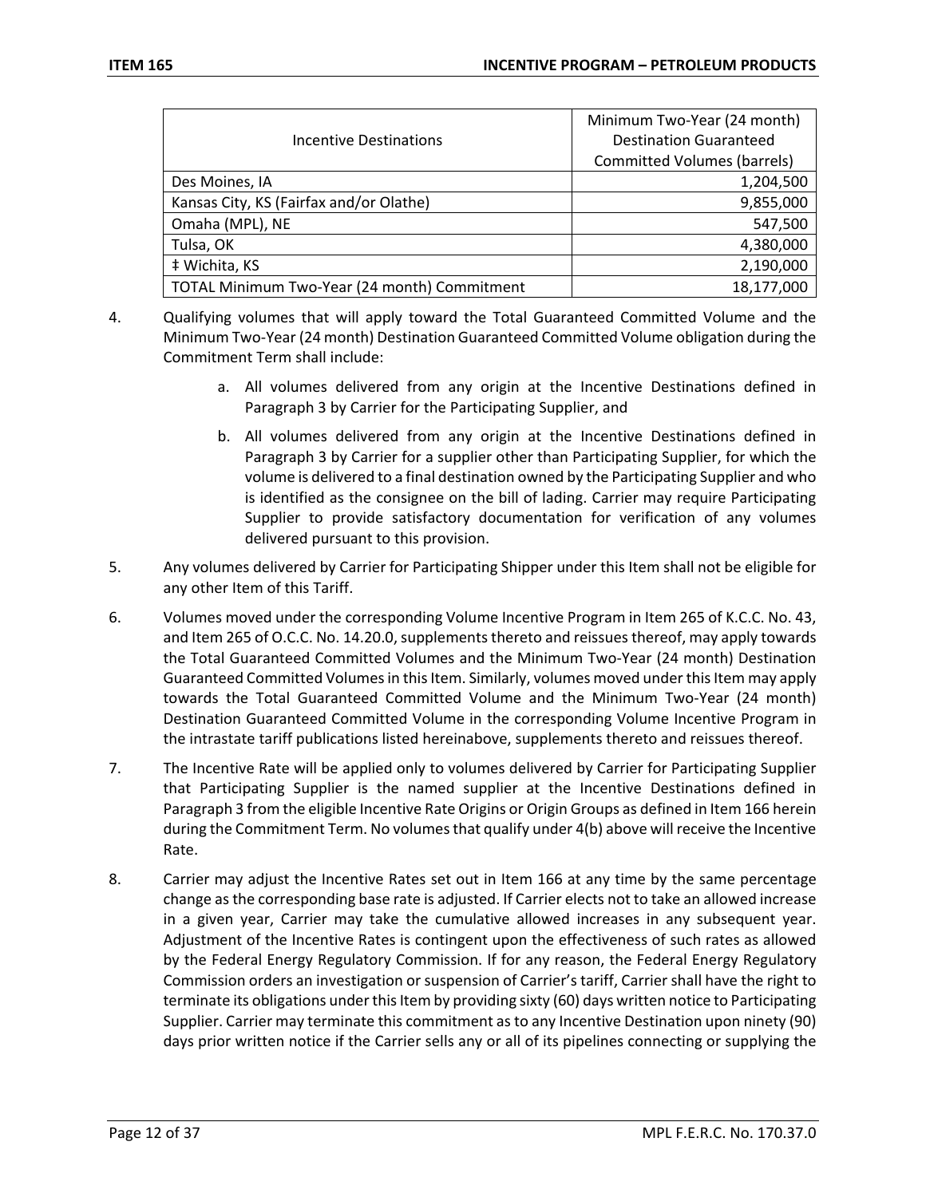| Incentive Destinations | Minimum Two-Year (24 month) Destination Guaranteed Committed Volumes (barrels) |
|---|---:|
| Des Moines, IA | 1,204,500 |
| Kansas City, KS (Fairfax and/or Olathe) | 9,855,000 |
| Omaha (MPL), NE | 547,500 |
| Tulsa, OK | 4,380,000 |
| ‡ Wichita, KS | 2,190,000 |
| TOTAL Minimum Two-Year (24 month) Commitment | 18,177,000 |

4. Qualifying volumes that will apply toward the Total Guaranteed Committed Volume and the Minimum Two-Year (24 month) Destination Guaranteed Committed Volume obligation during the Commitment Term shall include:

   a. All volumes delivered from any origin at the Incentive Destinations defined in Paragraph 3 by Carrier for the Participating Supplier, and

   b. All volumes delivered from any origin at the Incentive Destinations defined in Paragraph 3 by Carrier for a supplier other than Participating Supplier, for which the volume is delivered to a final destination owned by the Participating Supplier and who is identified as the consignee on the bill of lading. Carrier may require Participating Supplier to provide satisfactory documentation for verification of any volumes delivered pursuant to this provision.

5. Any volumes delivered by Carrier for Participating Shipper under this Item shall not be eligible for any other Item of this Tariff.

6. Volumes moved under the corresponding Volume Incentive Program in Item 265 of K.C.C. No. 43, and Item 265 of O.C.C. No. 14.20.0, supplements thereto and reissues thereof, may apply towards the Total Guaranteed Committed Volumes and the Minimum Two-Year (24 month) Destination Guaranteed Committed Volumes in this Item. Similarly, volumes moved under this Item may apply towards the Total Guaranteed Committed Volume and the Minimum Two-Year (24 month) Destination Guaranteed Committed Volume in the corresponding Volume Incentive Program in the intrastate tariff publications listed hereinabove, supplements thereto and reissues thereof.

7. The Incentive Rate will be applied only to volumes delivered by Carrier for Participating Supplier that Participating Supplier is the named supplier at the Incentive Destinations defined in Paragraph 3 from the eligible Incentive Rate Origins or Origin Groups as defined in Item 166 herein during the Commitment Term. No volumes that qualify under 4(b) above will receive the Incentive Rate.

8. Carrier may adjust the Incentive Rates set out in Item 166 at any time by the same percentage change as the corresponding base rate is adjusted. If Carrier elects not to take an allowed increase in a given year, Carrier may take the cumulative allowed increases in any subsequent year. Adjustment of the Incentive Rates is contingent upon the effectiveness of such rates as allowed by the Federal Energy Regulatory Commission. If for any reason, the Federal Energy Regulatory Commission orders an investigation or suspension of Carrier's tariff, Carrier shall have the right to terminate its obligations under this Item by providing sixty (60) days written notice to Participating Supplier. Carrier may terminate this commitment as to any Incentive Destination upon ninety (90) days prior written notice if the Carrier sells any or all of its pipelines connecting or supplying the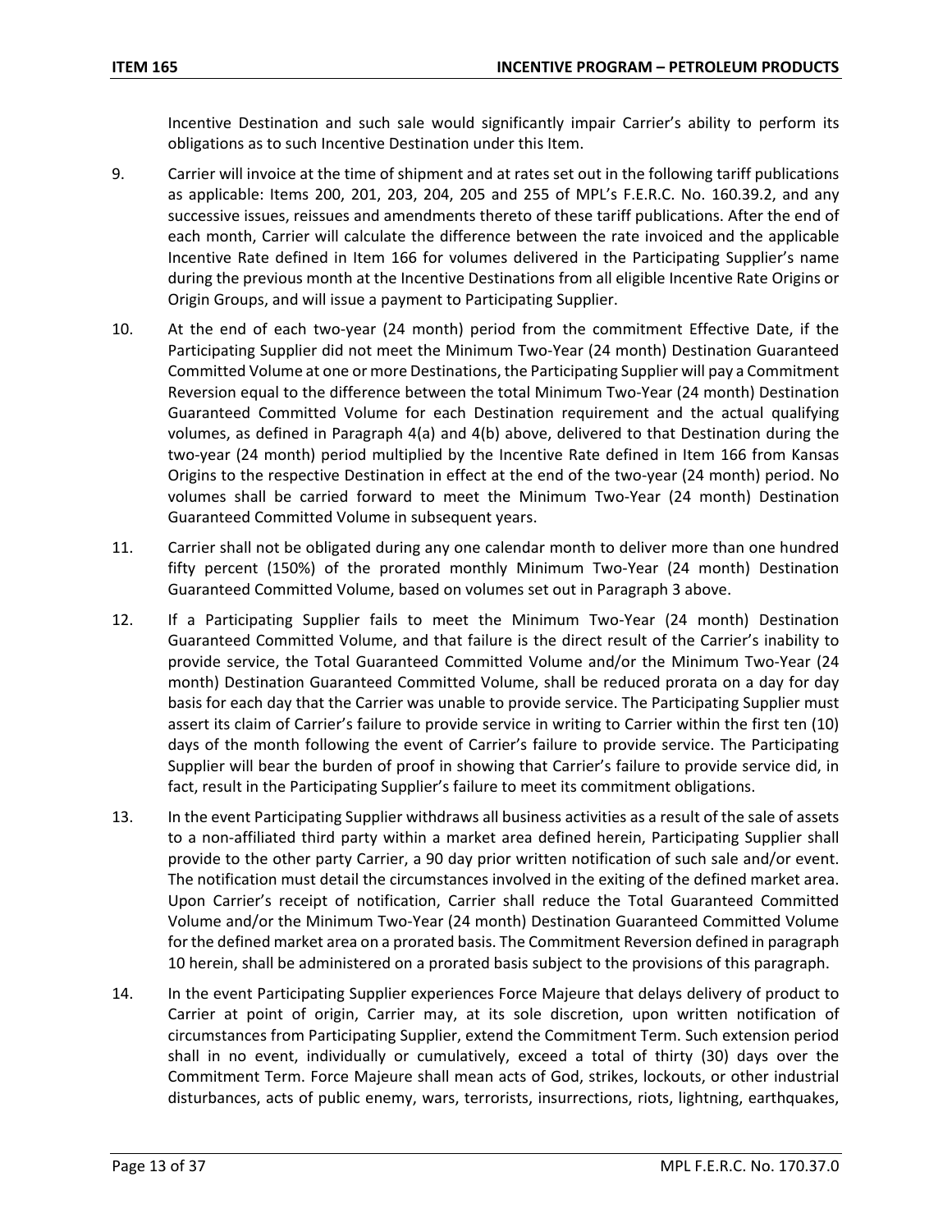Incentive Destination and such sale would significantly impair Carrier's ability to perform its obligations as to such Incentive Destination under this Item.

9. Carrier will invoice at the time of shipment and at rates set out in the following tariff publications as applicable: Items 200, 201, 203, 204, 205 and 255 of MPL's F.E.R.C. No. 160.39.2, and any successive issues, reissues and amendments thereto of these tariff publications. After the end of each month, Carrier will calculate the difference between the rate invoiced and the applicable Incentive Rate defined in Item 166 for volumes delivered in the Participating Supplier's name during the previous month at the Incentive Destinations from all eligible Incentive Rate Origins or Origin Groups, and will issue a payment to Participating Supplier.

10. At the end of each two-year (24 month) period from the commitment Effective Date, if the Participating Supplier did not meet the Minimum Two-Year (24 month) Destination Guaranteed Committed Volume at one or more Destinations, the Participating Supplier will pay a Commitment Reversion equal to the difference between the total Minimum Two-Year (24 month) Destination Guaranteed Committed Volume for each Destination requirement and the actual qualifying volumes, as defined in Paragraph 4(a) and 4(b) above, delivered to that Destination during the two-year (24 month) period multiplied by the Incentive Rate defined in Item 166 from Kansas Origins to the respective Destination in effect at the end of the two-year (24 month) period. No volumes shall be carried forward to meet the Minimum Two-Year (24 month) Destination Guaranteed Committed Volume in subsequent years.

11. Carrier shall not be obligated during any one calendar month to deliver more than one hundred fifty percent (150%) of the prorated monthly Minimum Two-Year (24 month) Destination Guaranteed Committed Volume, based on volumes set out in Paragraph 3 above.

12. If a Participating Supplier fails to meet the Minimum Two-Year (24 month) Destination Guaranteed Committed Volume, and that failure is the direct result of the Carrier's inability to provide service, the Total Guaranteed Committed Volume and/or the Minimum Two-Year (24 month) Destination Guaranteed Committed Volume, shall be reduced prorata on a day for day basis for each day that the Carrier was unable to provide service. The Participating Supplier must assert its claim of Carrier's failure to provide service in writing to Carrier within the first ten (10) days of the month following the event of Carrier's failure to provide service. The Participating Supplier will bear the burden of proof in showing that Carrier's failure to provide service did, in fact, result in the Participating Supplier's failure to meet its commitment obligations.

13. In the event Participating Supplier withdraws all business activities as a result of the sale of assets to a non-affiliated third party within a market area defined herein, Participating Supplier shall provide to the other party Carrier, a 90 day prior written notification of such sale and/or event. The notification must detail the circumstances involved in the exiting of the defined market area. Upon Carrier's receipt of notification, Carrier shall reduce the Total Guaranteed Committed Volume and/or the Minimum Two-Year (24 month) Destination Guaranteed Committed Volume for the defined market area on a prorated basis. The Commitment Reversion defined in paragraph 10 herein, shall be administered on a prorated basis subject to the provisions of this paragraph.

14. In the event Participating Supplier experiences Force Majeure that delays delivery of product to Carrier at point of origin, Carrier may, at its sole discretion, upon written notification of circumstances from Participating Supplier, extend the Commitment Term. Such extension period shall in no event, individually or cumulatively, exceed a total of thirty (30) days over the Commitment Term. Force Majeure shall mean acts of God, strikes, lockouts, or other industrial disturbances, acts of public enemy, wars, terrorists, insurrections, riots, lightning, earthquakes,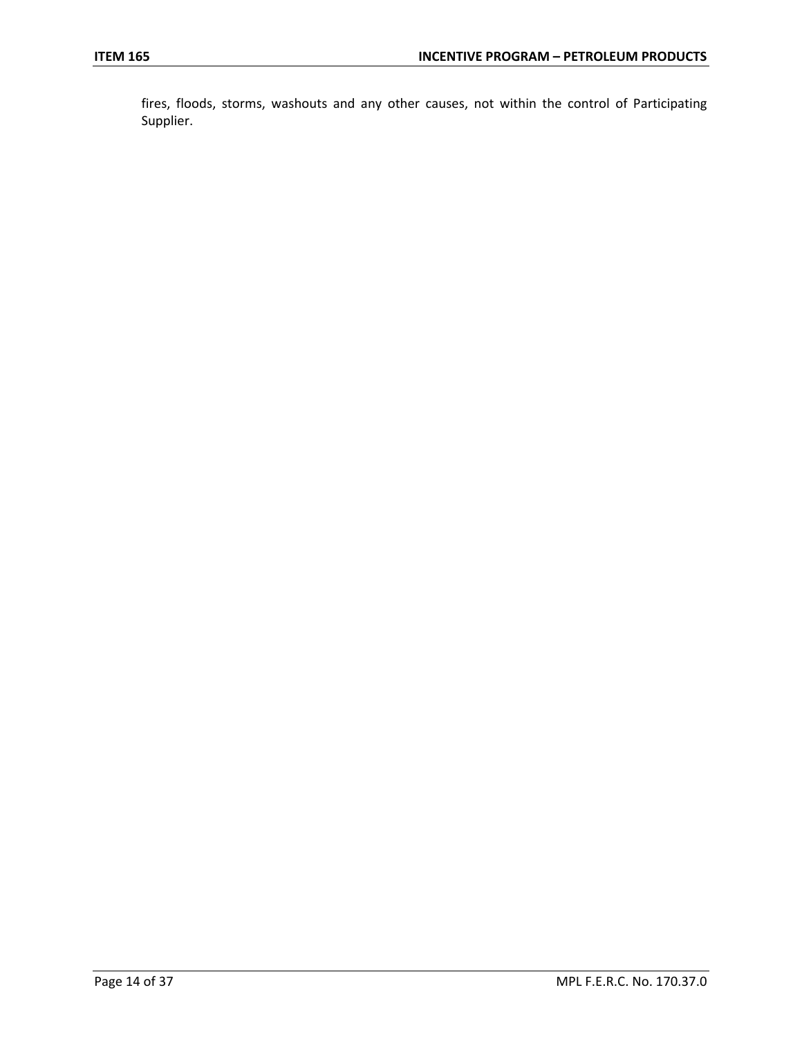fires, floods, storms, washouts and any other causes, not within the control of Participating Supplier.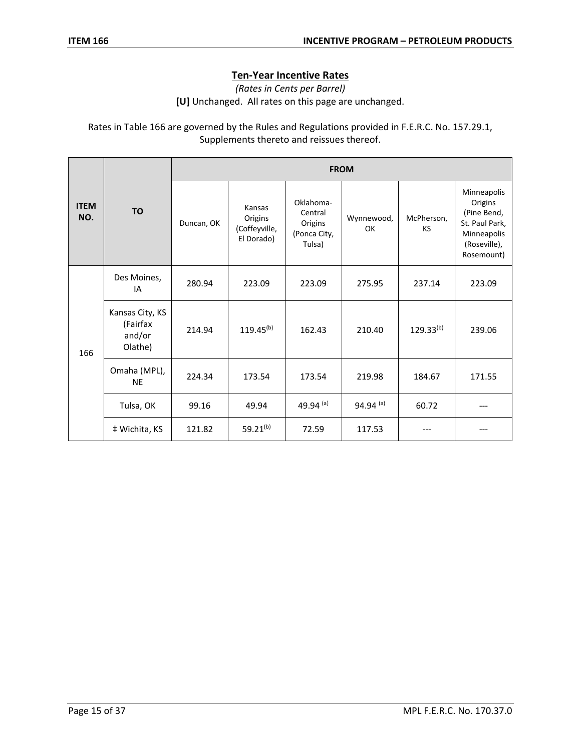## Ten-Year Incentive Rates

*(Rates in Cents per Barrel)*

**[U]** Unchanged. All rates on this page are unchanged.

Rates in Table 166 are governed by the Rules and Regulations provided in F.E.R.C. No. 157.29.1, Supplements thereto and reissues thereof.

| ITEM NO. | TO | FROM | | | | | |
|---|---|---|---|---|---|---|---|
| | | Duncan, OK | Kansas Origins (Coffeyville, El Dorado) | Oklahoma-Central Origins (Ponca City, Tulsa) | Wynnewood, OK | McPherson, KS | Minneapolis Origins (Pine Bend, St. Paul Park, Minneapolis (Roseville), Rosemount) |
| 166 | Des Moines, IA | 280.94 | 223.09 | 223.09 | 275.95 | 237.14 | 223.09 |
| | Kansas City, KS (Fairfax and/or Olathe) | 214.94 | 119.45 (b) | 162.43 | 210.40 | 129.33 (b) | 239.06 |
| | Omaha (MPL), NE | 224.34 | 173.54 | 173.54 | 219.98 | 184.67 | 171.55 |
| | Tulsa, OK | 99.16 | 49.94 | 49.94 (a) | 94.94 (a) | 60.72 | --- |
| | ‡ Wichita, KS | 121.82 | 59.21 (b) | 72.59 | 117.53 | --- | --- |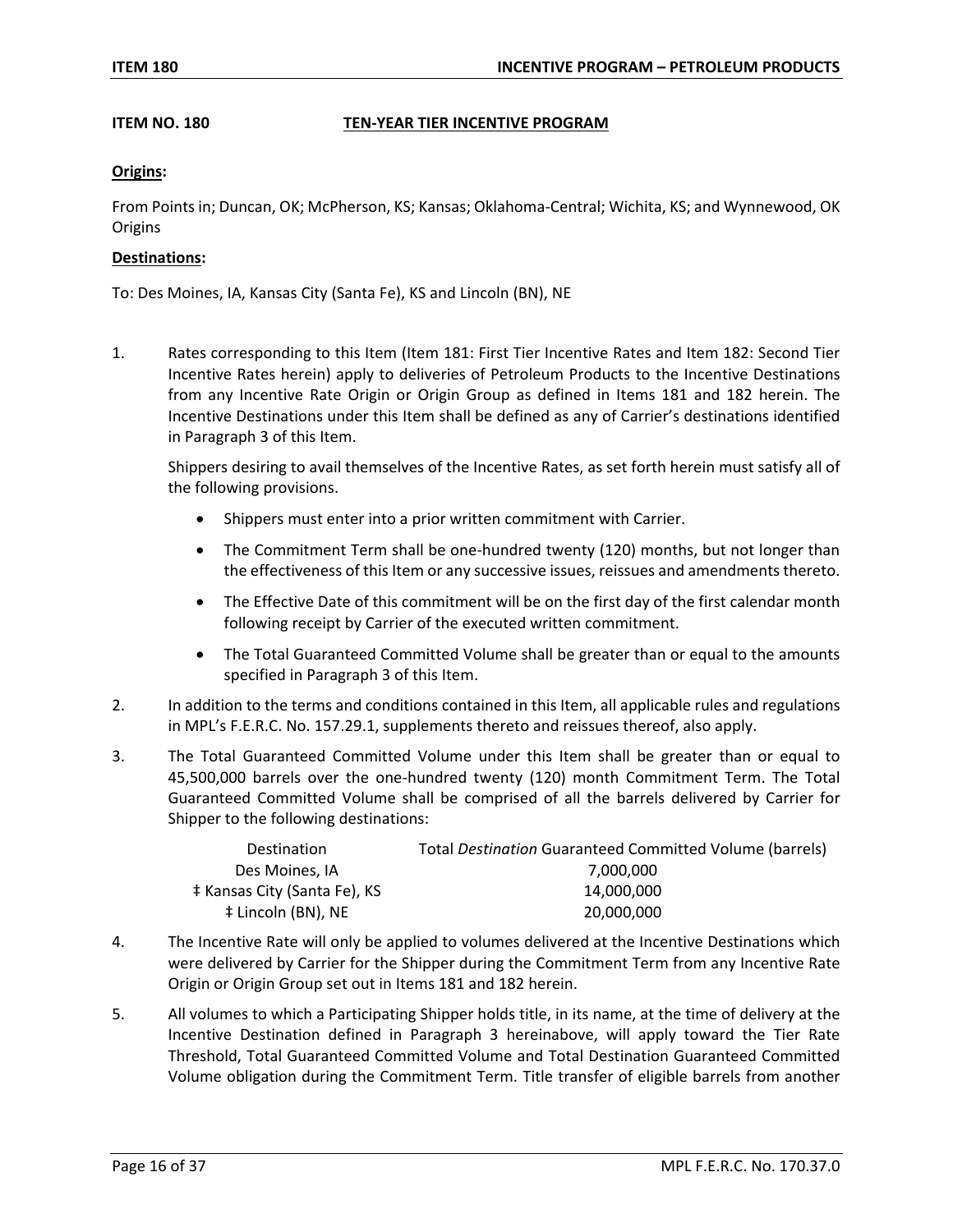## ITEM NO. 180 TEN-YEAR TIER INCENTIVE PROGRAM

**Origins:**

From Points in; Duncan, OK; McPherson, KS; Kansas; Oklahoma-Central; Wichita, KS; and Wynnewood, OK Origins

**Destinations:**

To: Des Moines, IA, Kansas City (Santa Fe), KS and Lincoln (BN), NE

1. Rates corresponding to this Item (Item 181: First Tier Incentive Rates and Item 182: Second Tier Incentive Rates herein) apply to deliveries of Petroleum Products to the Incentive Destinations from any Incentive Rate Origin or Origin Group as defined in Items 181 and 182 herein. The Incentive Destinations under this Item shall be defined as any of Carrier's destinations identified in Paragraph 3 of this Item.

   Shippers desiring to avail themselves of the Incentive Rates, as set forth herein must satisfy all of the following provisions.

   - Shippers must enter into a prior written commitment with Carrier.
   - The Commitment Term shall be one-hundred twenty (120) months, but not longer than the effectiveness of this Item or any successive issues, reissues and amendments thereto.
   - The Effective Date of this commitment will be on the first day of the first calendar month following receipt by Carrier of the executed written commitment.
   - The Total Guaranteed Committed Volume shall be greater than or equal to the amounts specified in Paragraph 3 of this Item.

2. In addition to the terms and conditions contained in this Item, all applicable rules and regulations in MPL's F.E.R.C. No. 157.29.1, supplements thereto and reissues thereof, also apply.

3. The Total Guaranteed Committed Volume under this Item shall be greater than or equal to 45,500,000 barrels over the one-hundred twenty (120) month Commitment Term. The Total Guaranteed Committed Volume shall be comprised of all the barrels delivered by Carrier for Shipper to the following destinations:

| Destination | Total *Destination* Guaranteed Committed Volume (barrels) |
|---|---|
| Des Moines, IA | 7,000,000 |
| ‡ Kansas City (Santa Fe), KS | 14,000,000 |
| ‡ Lincoln (BN), NE | 20,000,000 |

4. The Incentive Rate will only be applied to volumes delivered at the Incentive Destinations which were delivered by Carrier for the Shipper during the Commitment Term from any Incentive Rate Origin or Origin Group set out in Items 181 and 182 herein.

5. All volumes to which a Participating Shipper holds title, in its name, at the time of delivery at the Incentive Destination defined in Paragraph 3 hereinabove, will apply toward the Tier Rate Threshold, Total Guaranteed Committed Volume and Total Destination Guaranteed Committed Volume obligation during the Commitment Term. Title transfer of eligible barrels from another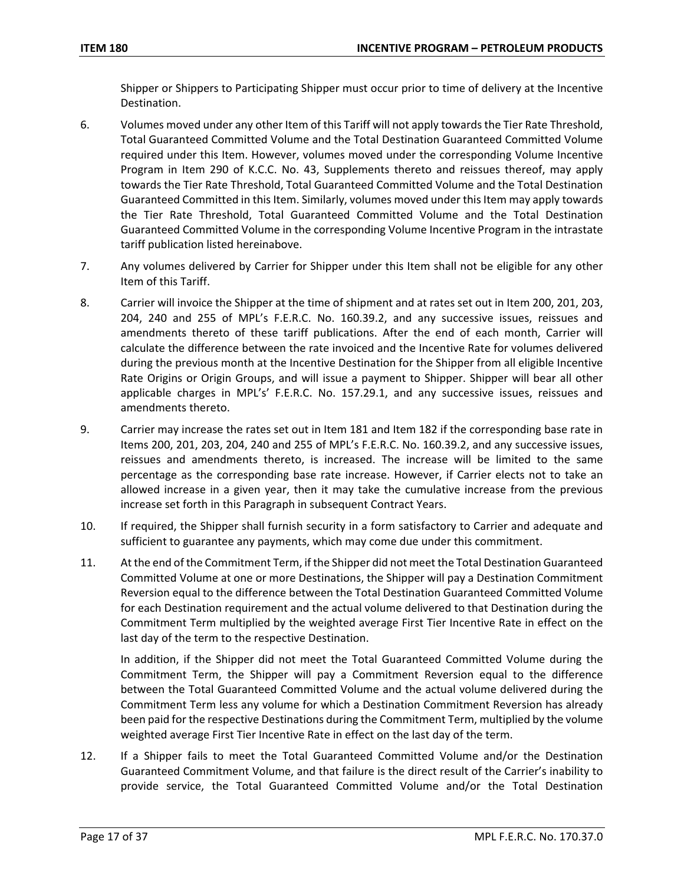Shipper or Shippers to Participating Shipper must occur prior to time of delivery at the Incentive Destination.

6. Volumes moved under any other Item of this Tariff will not apply towards the Tier Rate Threshold, Total Guaranteed Committed Volume and the Total Destination Guaranteed Committed Volume required under this Item. However, volumes moved under the corresponding Volume Incentive Program in Item 290 of K.C.C. No. 43, Supplements thereto and reissues thereof, may apply towards the Tier Rate Threshold, Total Guaranteed Committed Volume and the Total Destination Guaranteed Committed in this Item. Similarly, volumes moved under this Item may apply towards the Tier Rate Threshold, Total Guaranteed Committed Volume and the Total Destination Guaranteed Committed Volume in the corresponding Volume Incentive Program in the intrastate tariff publication listed hereinabove.

7. Any volumes delivered by Carrier for Shipper under this Item shall not be eligible for any other Item of this Tariff.

8. Carrier will invoice the Shipper at the time of shipment and at rates set out in Item 200, 201, 203, 204, 240 and 255 of MPL's F.E.R.C. No. 160.39.2, and any successive issues, reissues and amendments thereto of these tariff publications. After the end of each month, Carrier will calculate the difference between the rate invoiced and the Incentive Rate for volumes delivered during the previous month at the Incentive Destination for the Shipper from all eligible Incentive Rate Origins or Origin Groups, and will issue a payment to Shipper. Shipper will bear all other applicable charges in MPL's' F.E.R.C. No. 157.29.1, and any successive issues, reissues and amendments thereto.

9. Carrier may increase the rates set out in Item 181 and Item 182 if the corresponding base rate in Items 200, 201, 203, 204, 240 and 255 of MPL's F.E.R.C. No. 160.39.2, and any successive issues, reissues and amendments thereto, is increased. The increase will be limited to the same percentage as the corresponding base rate increase. However, if Carrier elects not to take an allowed increase in a given year, then it may take the cumulative increase from the previous increase set forth in this Paragraph in subsequent Contract Years.

10. If required, the Shipper shall furnish security in a form satisfactory to Carrier and adequate and sufficient to guarantee any payments, which may come due under this commitment.

11. At the end of the Commitment Term, if the Shipper did not meet the Total Destination Guaranteed Committed Volume at one or more Destinations, the Shipper will pay a Destination Commitment Reversion equal to the difference between the Total Destination Guaranteed Committed Volume for each Destination requirement and the actual volume delivered to that Destination during the Commitment Term multiplied by the weighted average First Tier Incentive Rate in effect on the last day of the term to the respective Destination.

   In addition, if the Shipper did not meet the Total Guaranteed Committed Volume during the Commitment Term, the Shipper will pay a Commitment Reversion equal to the difference between the Total Guaranteed Committed Volume and the actual volume delivered during the Commitment Term less any volume for which a Destination Commitment Reversion has already been paid for the respective Destinations during the Commitment Term, multiplied by the volume weighted average First Tier Incentive Rate in effect on the last day of the term.

12. If a Shipper fails to meet the Total Guaranteed Committed Volume and/or the Destination Guaranteed Commitment Volume, and that failure is the direct result of the Carrier's inability to provide service, the Total Guaranteed Committed Volume and/or the Total Destination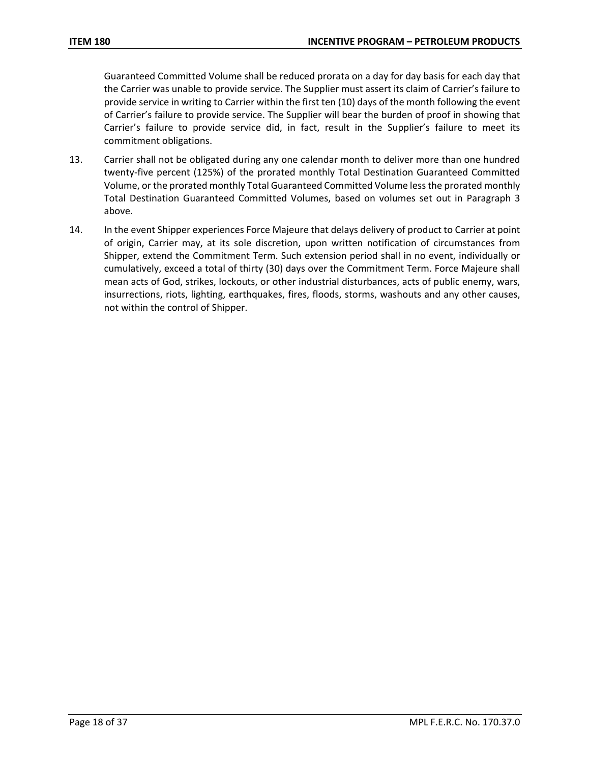Guaranteed Committed Volume shall be reduced prorata on a day for day basis for each day that the Carrier was unable to provide service. The Supplier must assert its claim of Carrier's failure to provide service in writing to Carrier within the first ten (10) days of the month following the event of Carrier's failure to provide service. The Supplier will bear the burden of proof in showing that Carrier's failure to provide service did, in fact, result in the Supplier's failure to meet its commitment obligations.

13. Carrier shall not be obligated during any one calendar month to deliver more than one hundred twenty-five percent (125%) of the prorated monthly Total Destination Guaranteed Committed Volume, or the prorated monthly Total Guaranteed Committed Volume less the prorated monthly Total Destination Guaranteed Committed Volumes, based on volumes set out in Paragraph 3 above.

14. In the event Shipper experiences Force Majeure that delays delivery of product to Carrier at point of origin, Carrier may, at its sole discretion, upon written notification of circumstances from Shipper, extend the Commitment Term. Such extension period shall in no event, individually or cumulatively, exceed a total of thirty (30) days over the Commitment Term. Force Majeure shall mean acts of God, strikes, lockouts, or other industrial disturbances, acts of public enemy, wars, insurrections, riots, lighting, earthquakes, fires, floods, storms, washouts and any other causes, not within the control of Shipper.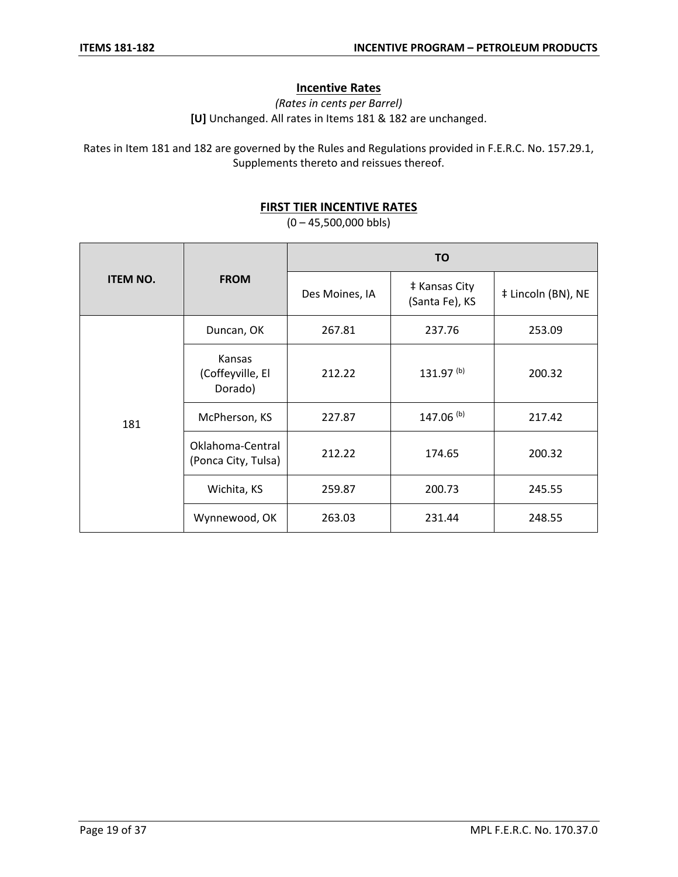## Incentive Rates

*(Rates in cents per Barrel)*

**[U]** Unchanged. All rates in Items 181 & 182 are unchanged.

Rates in Item 181 and 182 are governed by the Rules and Regulations provided in F.E.R.C. No. 157.29.1, Supplements thereto and reissues thereof.

### FIRST TIER INCENTIVE RATES

(0 – 45,500,000 bbls)

| ITEM NO. | FROM | TO | | |
|---|---|---|---|---|
| | | Des Moines, IA | ‡ Kansas City (Santa Fe), KS | ‡ Lincoln (BN), NE |
| 181 | Duncan, OK | 267.81 | 237.76 | 253.09 |
| | Kansas (Coffeyville, El Dorado) | 212.22 | 131.97 (b) | 200.32 |
| | McPherson, KS | 227.87 | 147.06 (b) | 217.42 |
| | Oklahoma-Central (Ponca City, Tulsa) | 212.22 | 174.65 | 200.32 |
| | Wichita, KS | 259.87 | 200.73 | 245.55 |
| | Wynnewood, OK | 263.03 | 231.44 | 248.55 |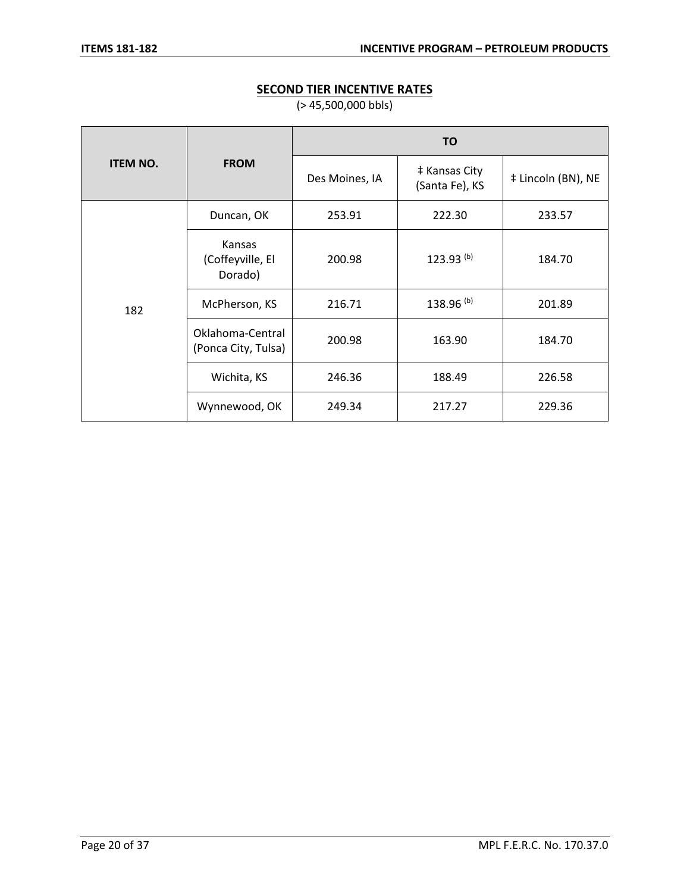## SECOND TIER INCENTIVE RATES

(> 45,500,000 bbls)

| ITEM NO. | FROM | TO | | |
|---|---|---|---|---|
| | | Des Moines, IA | ‡ Kansas City (Santa Fe), KS | ‡ Lincoln (BN), NE |
| 182 | Duncan, OK | 253.91 | 222.30 | 233.57 |
| | Kansas (Coffeyville, El Dorado) | 200.98 | 123.93 (b) | 184.70 |
| | McPherson, KS | 216.71 | 138.96 (b) | 201.89 |
| | Oklahoma-Central (Ponca City, Tulsa) | 200.98 | 163.90 | 184.70 |
| | Wichita, KS | 246.36 | 188.49 | 226.58 |
| | Wynnewood, OK | 249.34 | 217.27 | 229.36 |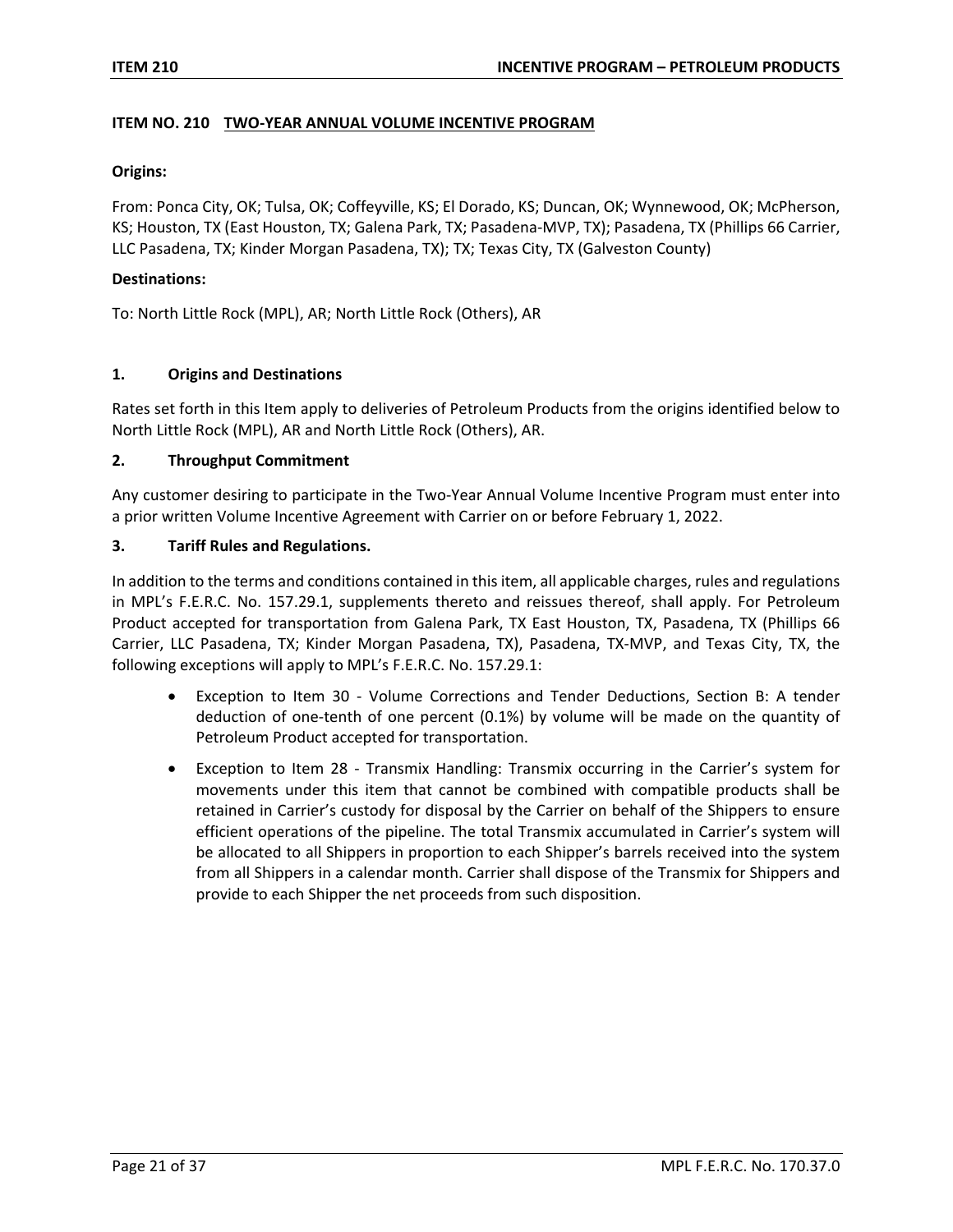## ITEM NO. 210 TWO-YEAR ANNUAL VOLUME INCENTIVE PROGRAM

**Origins:**

From: Ponca City, OK; Tulsa, OK; Coffeyville, KS; El Dorado, KS; Duncan, OK; Wynnewood, OK; McPherson, KS; Houston, TX (East Houston, TX; Galena Park, TX; Pasadena-MVP, TX); Pasadena, TX (Phillips 66 Carrier, LLC Pasadena, TX; Kinder Morgan Pasadena, TX); TX; Texas City, TX (Galveston County)

**Destinations:**

To: North Little Rock (MPL), AR; North Little Rock (Others), AR

### 1. Origins and Destinations

Rates set forth in this Item apply to deliveries of Petroleum Products from the origins identified below to North Little Rock (MPL), AR and North Little Rock (Others), AR.

### 2. Throughput Commitment

Any customer desiring to participate in the Two-Year Annual Volume Incentive Program must enter into a prior written Volume Incentive Agreement with Carrier on or before February 1, 2022.

### 3. Tariff Rules and Regulations.

In addition to the terms and conditions contained in this item, all applicable charges, rules and regulations in MPL's F.E.R.C. No. 157.29.1, supplements thereto and reissues thereof, shall apply. For Petroleum Product accepted for transportation from Galena Park, TX East Houston, TX, Pasadena, TX (Phillips 66 Carrier, LLC Pasadena, TX; Kinder Morgan Pasadena, TX), Pasadena, TX-MVP, and Texas City, TX, the following exceptions will apply to MPL's F.E.R.C. No. 157.29.1:

- Exception to Item 30 - Volume Corrections and Tender Deductions, Section B: A tender deduction of one-tenth of one percent (0.1%) by volume will be made on the quantity of Petroleum Product accepted for transportation.
- Exception to Item 28 - Transmix Handling: Transmix occurring in the Carrier's system for movements under this item that cannot be combined with compatible products shall be retained in Carrier's custody for disposal by the Carrier on behalf of the Shippers to ensure efficient operations of the pipeline. The total Transmix accumulated in Carrier's system will be allocated to all Shippers in proportion to each Shipper's barrels received into the system from all Shippers in a calendar month. Carrier shall dispose of the Transmix for Shippers and provide to each Shipper the net proceeds from such disposition.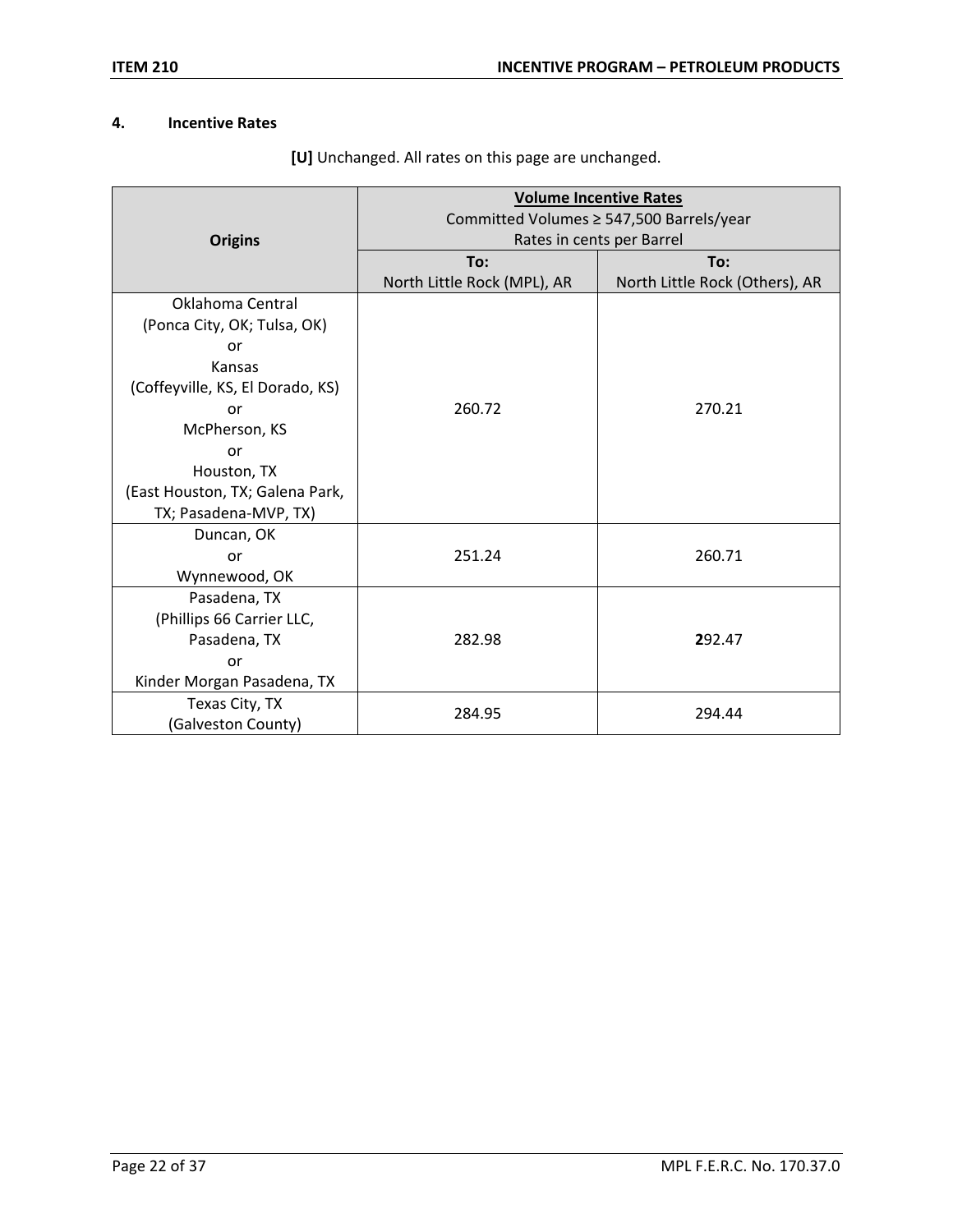#### 4. Incentive Rates

**[U]** Unchanged. All rates on this page are unchanged.

| Origins | Volume Incentive Rates<br>Committed Volumes ≥ 547,500 Barrels/year<br>Rates in cents per Barrel | |
|---|---|---|
| | **To:**<br>North Little Rock (MPL), AR | **To:**<br>North Little Rock (Others), AR |
| Oklahoma Central<br>(Ponca City, OK; Tulsa, OK)<br>or<br>Kansas<br>(Coffeyville, KS, El Dorado, KS)<br>or<br>McPherson, KS<br>or<br>Houston, TX<br>(East Houston, TX; Galena Park, TX; Pasadena-MVP, TX) | 260.72 | 270.21 |
| Duncan, OK<br>or<br>Wynnewood, OK | 251.24 | 260.71 |
| Pasadena, TX<br>(Phillips 66 Carrier LLC,<br>Pasadena, TX<br>or<br>Kinder Morgan Pasadena, TX | 282.98 | 292.47 |
| Texas City, TX<br>(Galveston County) | 284.95 | 294.44 |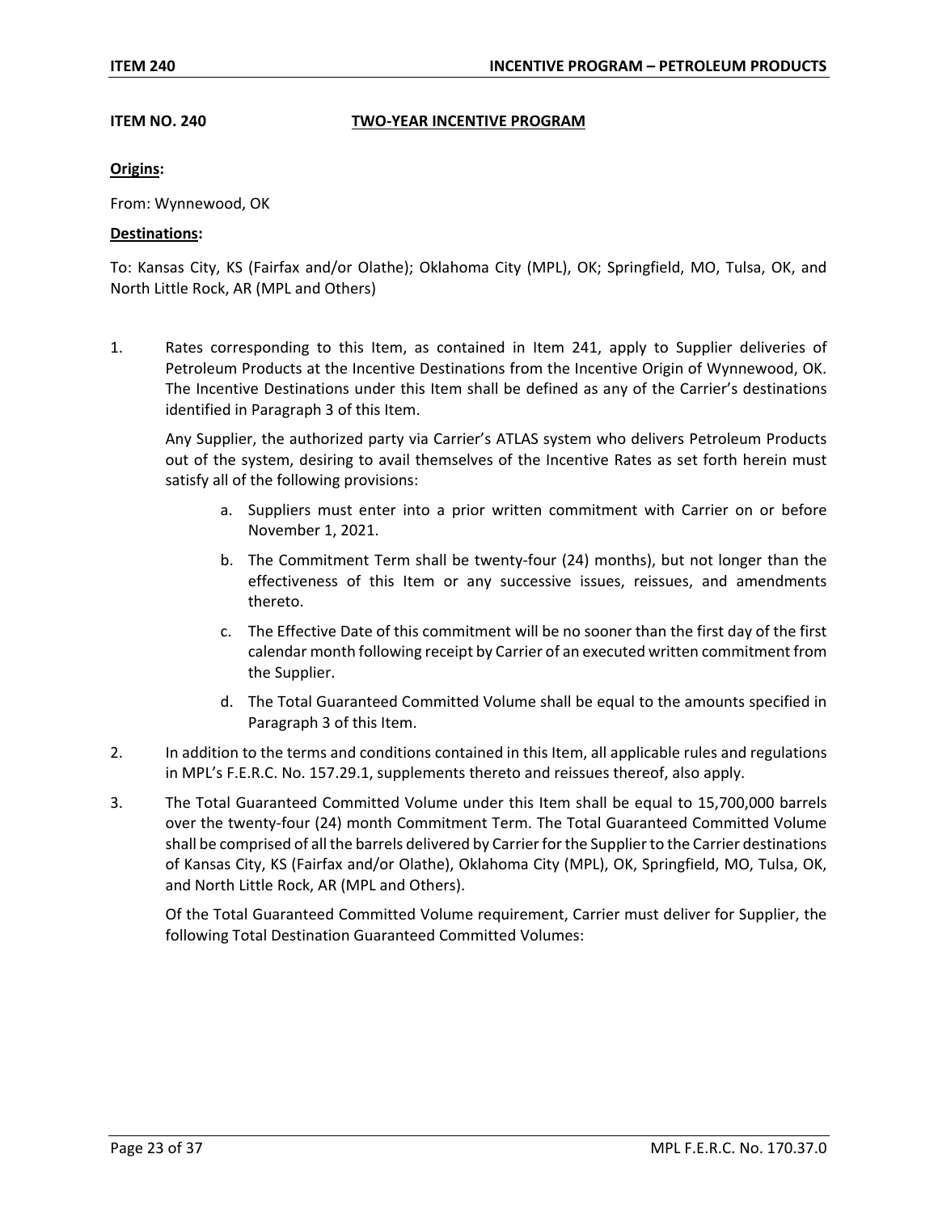**ITEM NO. 240** **TWO-YEAR INCENTIVE PROGRAM**

**Origins:**

From: Wynnewood, OK

**Destinations:**

To: Kansas City, KS (Fairfax and/or Olathe); Oklahoma City (MPL), OK; Springfield, MO, Tulsa, OK, and North Little Rock, AR (MPL and Others)

1. Rates corresponding to this Item, as contained in Item 241, apply to Supplier deliveries of Petroleum Products at the Incentive Destinations from the Incentive Origin of Wynnewood, OK. The Incentive Destinations under this Item shall be defined as any of the Carrier's destinations identified in Paragraph 3 of this Item.

   Any Supplier, the authorized party via Carrier's ATLAS system who delivers Petroleum Products out of the system, desiring to avail themselves of the Incentive Rates as set forth herein must satisfy all of the following provisions:

   a. Suppliers must enter into a prior written commitment with Carrier on or before November 1, 2021.

   b. The Commitment Term shall be twenty-four (24) months), but not longer than the effectiveness of this Item or any successive issues, reissues, and amendments thereto.

   c. The Effective Date of this commitment will be no sooner than the first day of the first calendar month following receipt by Carrier of an executed written commitment from the Supplier.

   d. The Total Guaranteed Committed Volume shall be equal to the amounts specified in Paragraph 3 of this Item.

2. In addition to the terms and conditions contained in this Item, all applicable rules and regulations in MPL's F.E.R.C. No. 157.29.1, supplements thereto and reissues thereof, also apply.

3. The Total Guaranteed Committed Volume under this Item shall be equal to 15,700,000 barrels over the twenty-four (24) month Commitment Term. The Total Guaranteed Committed Volume shall be comprised of all the barrels delivered by Carrier for the Supplier to the Carrier destinations of Kansas City, KS (Fairfax and/or Olathe), Oklahoma City (MPL), OK, Springfield, MO, Tulsa, OK, and North Little Rock, AR (MPL and Others).

   Of the Total Guaranteed Committed Volume requirement, Carrier must deliver for Supplier, the following Total Destination Guaranteed Committed Volumes: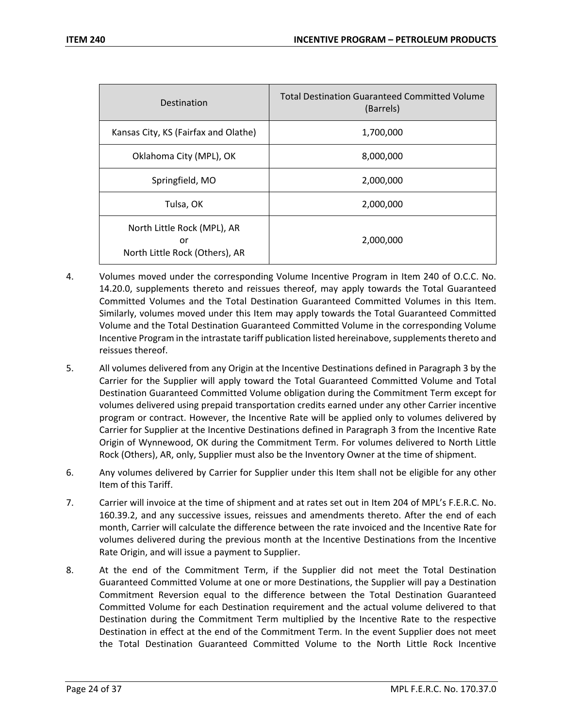| Destination | Total Destination Guaranteed Committed Volume (Barrels) |
|---|---|
| Kansas City, KS (Fairfax and Olathe) | 1,700,000 |
| Oklahoma City (MPL), OK | 8,000,000 |
| Springfield, MO | 2,000,000 |
| Tulsa, OK | 2,000,000 |
| North Little Rock (MPL), AR or North Little Rock (Others), AR | 2,000,000 |

4. Volumes moved under the corresponding Volume Incentive Program in Item 240 of O.C.C. No. 14.20.0, supplements thereto and reissues thereof, may apply towards the Total Guaranteed Committed Volumes and the Total Destination Guaranteed Committed Volumes in this Item. Similarly, volumes moved under this Item may apply towards the Total Guaranteed Committed Volume and the Total Destination Guaranteed Committed Volume in the corresponding Volume Incentive Program in the intrastate tariff publication listed hereinabove, supplements thereto and reissues thereof.

5. All volumes delivered from any Origin at the Incentive Destinations defined in Paragraph 3 by the Carrier for the Supplier will apply toward the Total Guaranteed Committed Volume and Total Destination Guaranteed Committed Volume obligation during the Commitment Term except for volumes delivered using prepaid transportation credits earned under any other Carrier incentive program or contract. However, the Incentive Rate will be applied only to volumes delivered by Carrier for Supplier at the Incentive Destinations defined in Paragraph 3 from the Incentive Rate Origin of Wynnewood, OK during the Commitment Term. For volumes delivered to North Little Rock (Others), AR, only, Supplier must also be the Inventory Owner at the time of shipment.

6. Any volumes delivered by Carrier for Supplier under this Item shall not be eligible for any other Item of this Tariff.

7. Carrier will invoice at the time of shipment and at rates set out in Item 204 of MPL's F.E.R.C. No. 160.39.2, and any successive issues, reissues and amendments thereto. After the end of each month, Carrier will calculate the difference between the rate invoiced and the Incentive Rate for volumes delivered during the previous month at the Incentive Destinations from the Incentive Rate Origin, and will issue a payment to Supplier.

8. At the end of the Commitment Term, if the Supplier did not meet the Total Destination Guaranteed Committed Volume at one or more Destinations, the Supplier will pay a Destination Commitment Reversion equal to the difference between the Total Destination Guaranteed Committed Volume for each Destination requirement and the actual volume delivered to that Destination during the Commitment Term multiplied by the Incentive Rate to the respective Destination in effect at the end of the Commitment Term. In the event Supplier does not meet the Total Destination Guaranteed Committed Volume to the North Little Rock Incentive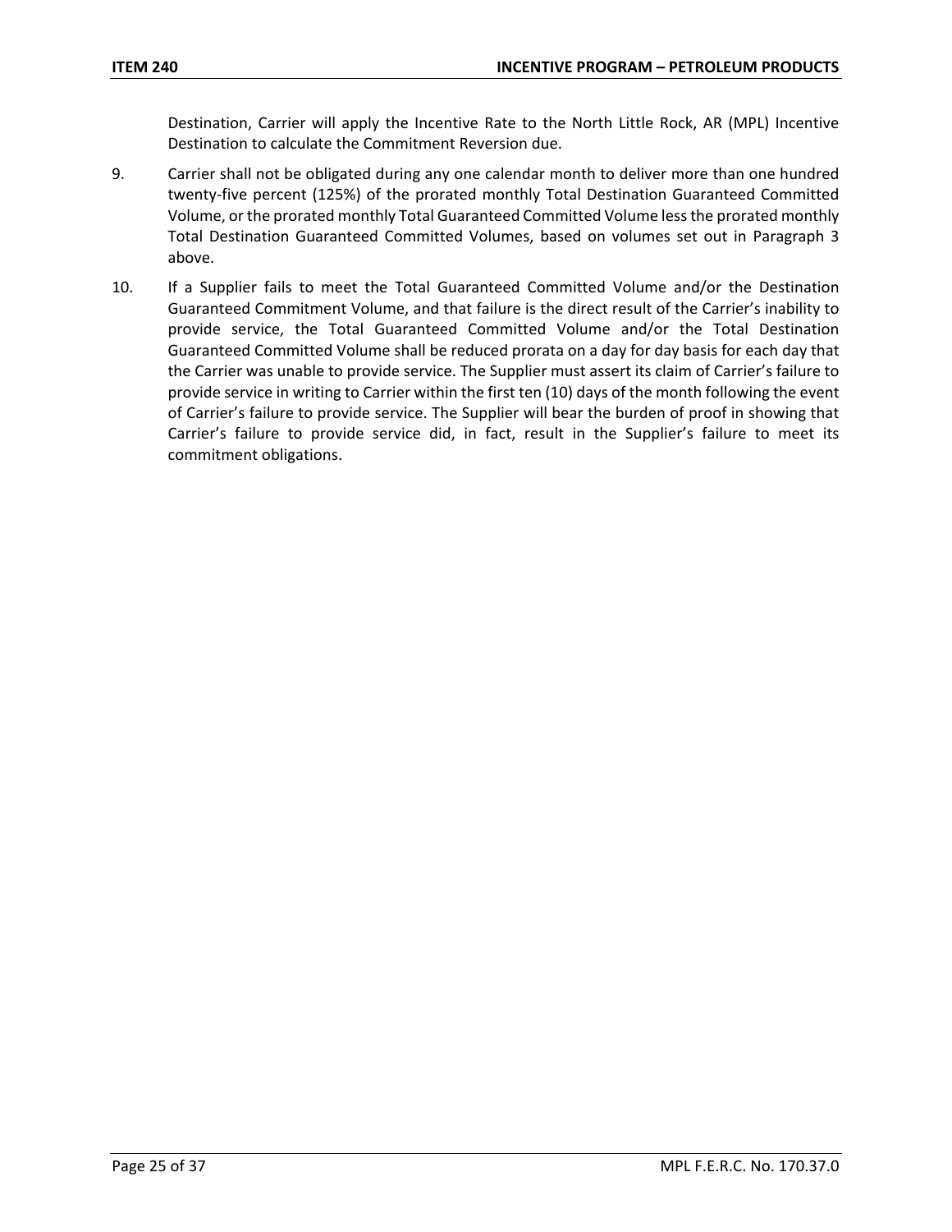Destination, Carrier will apply the Incentive Rate to the North Little Rock, AR (MPL) Incentive Destination to calculate the Commitment Reversion due.

9. Carrier shall not be obligated during any one calendar month to deliver more than one hundred twenty-five percent (125%) of the prorated monthly Total Destination Guaranteed Committed Volume, or the prorated monthly Total Guaranteed Committed Volume less the prorated monthly Total Destination Guaranteed Committed Volumes, based on volumes set out in Paragraph 3 above.

10. If a Supplier fails to meet the Total Guaranteed Committed Volume and/or the Destination Guaranteed Commitment Volume, and that failure is the direct result of the Carrier's inability to provide service, the Total Guaranteed Committed Volume and/or the Total Destination Guaranteed Committed Volume shall be reduced prorata on a day for day basis for each day that the Carrier was unable to provide service. The Supplier must assert its claim of Carrier's failure to provide service in writing to Carrier within the first ten (10) days of the month following the event of Carrier's failure to provide service. The Supplier will bear the burden of proof in showing that Carrier's failure to provide service did, in fact, result in the Supplier's failure to meet its commitment obligations.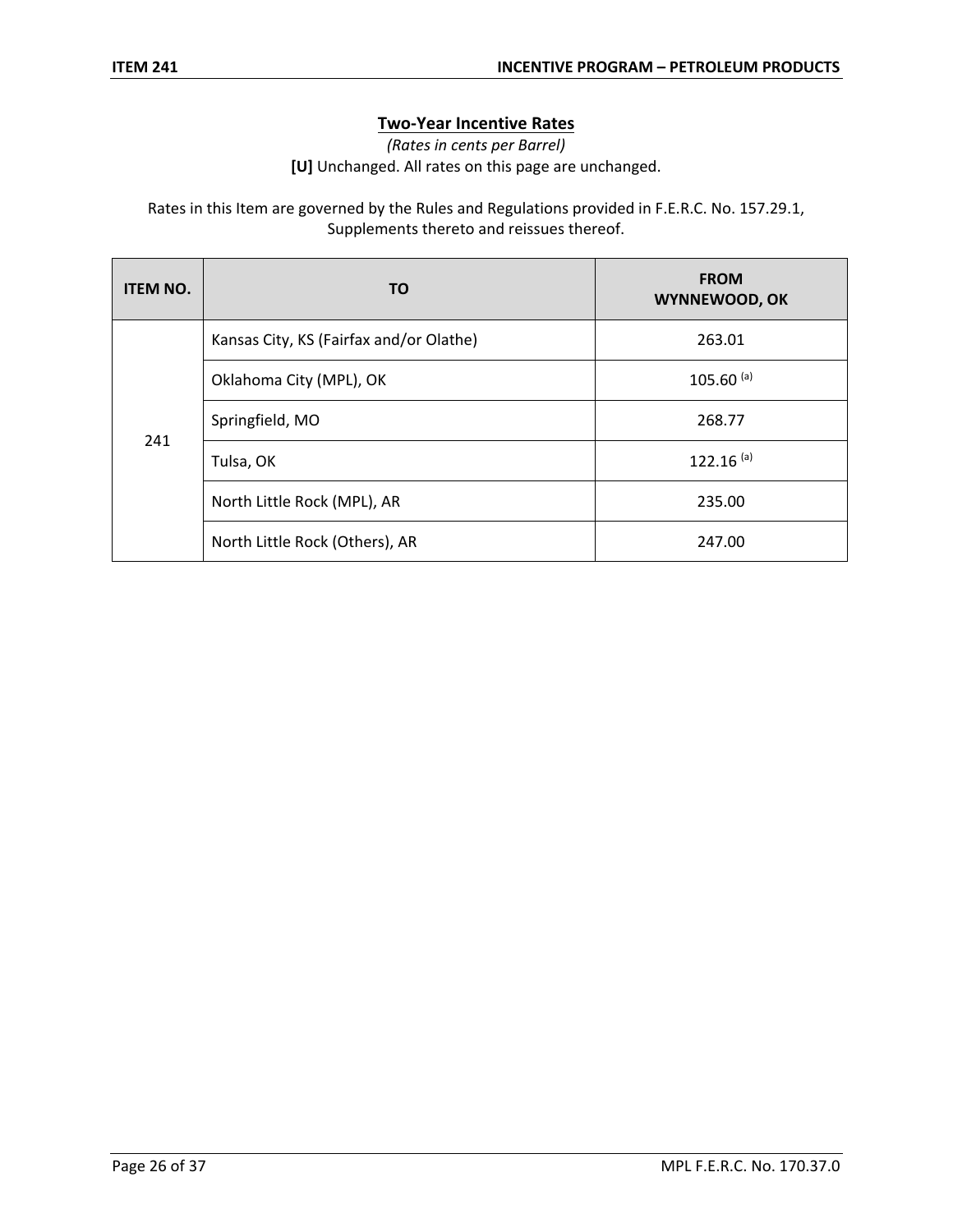## Two-Year Incentive Rates

*(Rates in cents per Barrel)*

**[U]** Unchanged. All rates on this page are unchanged.

Rates in this Item are governed by the Rules and Regulations provided in F.E.R.C. No. 157.29.1, Supplements thereto and reissues thereof.

| ITEM NO. | TO | FROM WYNNEWOOD, OK |
|---|---|---|
| 241 | Kansas City, KS (Fairfax and/or Olathe) | 263.01 |
| | Oklahoma City (MPL), OK | 105.60 [(a)] |
| | Springfield, MO | 268.77 |
| | Tulsa, OK | 122.16 [(a)] |
| | North Little Rock (MPL), AR | 235.00 |
| | North Little Rock (Others), AR | 247.00 |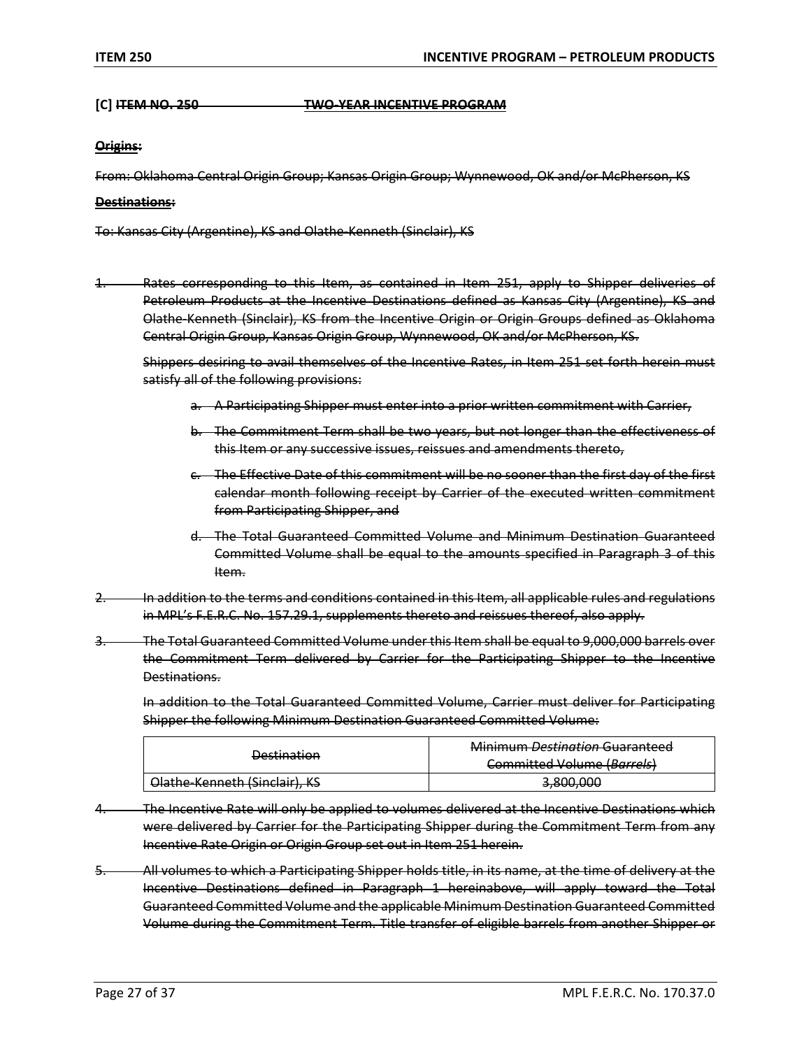**[C] ~~ITEM NO. 250 TWO-YEAR INCENTIVE PROGRAM~~**

**~~Origins:~~**

~~From: Oklahoma Central Origin Group; Kansas Origin Group; Wynnewood, OK and/or McPherson, KS~~

**~~Destinations:~~**

~~To: Kansas City (Argentine), KS and Olathe-Kenneth (Sinclair), KS~~

1. ~~Rates corresponding to this Item, as contained in Item 251, apply to Shipper deliveries of Petroleum Products at the Incentive Destinations defined as Kansas City (Argentine), KS and Olathe-Kenneth (Sinclair), KS from the Incentive Origin or Origin Groups defined as Oklahoma Central Origin Group, Kansas Origin Group, Wynnewood, OK and/or McPherson, KS.~~

   ~~Shippers desiring to avail themselves of the Incentive Rates, in Item 251 set forth herein must satisfy all of the following provisions:~~

   a. ~~A Participating Shipper must enter into a prior written commitment with Carrier,~~
   b. ~~The Commitment Term shall be two years, but not longer than the effectiveness of this Item or any successive issues, reissues and amendments thereto,~~
   c. ~~The Effective Date of this commitment will be no sooner than the first day of the first calendar month following receipt by Carrier of the executed written commitment from Participating Shipper, and~~
   d. ~~The Total Guaranteed Committed Volume and Minimum Destination Guaranteed Committed Volume shall be equal to the amounts specified in Paragraph 3 of this Item.~~

2. ~~In addition to the terms and conditions contained in this Item, all applicable rules and regulations in MPL's F.E.R.C. No. 157.29.1, supplements thereto and reissues thereof, also apply.~~

3. ~~The Total Guaranteed Committed Volume under this Item shall be equal to 9,000,000 barrels over the Commitment Term delivered by Carrier for the Participating Shipper to the Incentive Destinations.~~

   ~~In addition to the Total Guaranteed Committed Volume, Carrier must deliver for Participating Shipper the following Minimum Destination Guaranteed Committed Volume:~~

| ~~Destination~~ | ~~Minimum *Destination* Guaranteed Committed Volume (*Barrels*)~~ |
|---|---|
| ~~Olathe-Kenneth (Sinclair), KS~~ | ~~3,800,000~~ |

4. ~~The Incentive Rate will only be applied to volumes delivered at the Incentive Destinations which were delivered by Carrier for the Participating Shipper during the Commitment Term from any Incentive Rate Origin or Origin Group set out in Item 251 herein.~~

5. ~~All volumes to which a Participating Shipper holds title, in its name, at the time of delivery at the Incentive Destinations defined in Paragraph 1 hereinabove, will apply toward the Total Guaranteed Committed Volume and the applicable Minimum Destination Guaranteed Committed Volume during the Commitment Term. Title transfer of eligible barrels from another Shipper or~~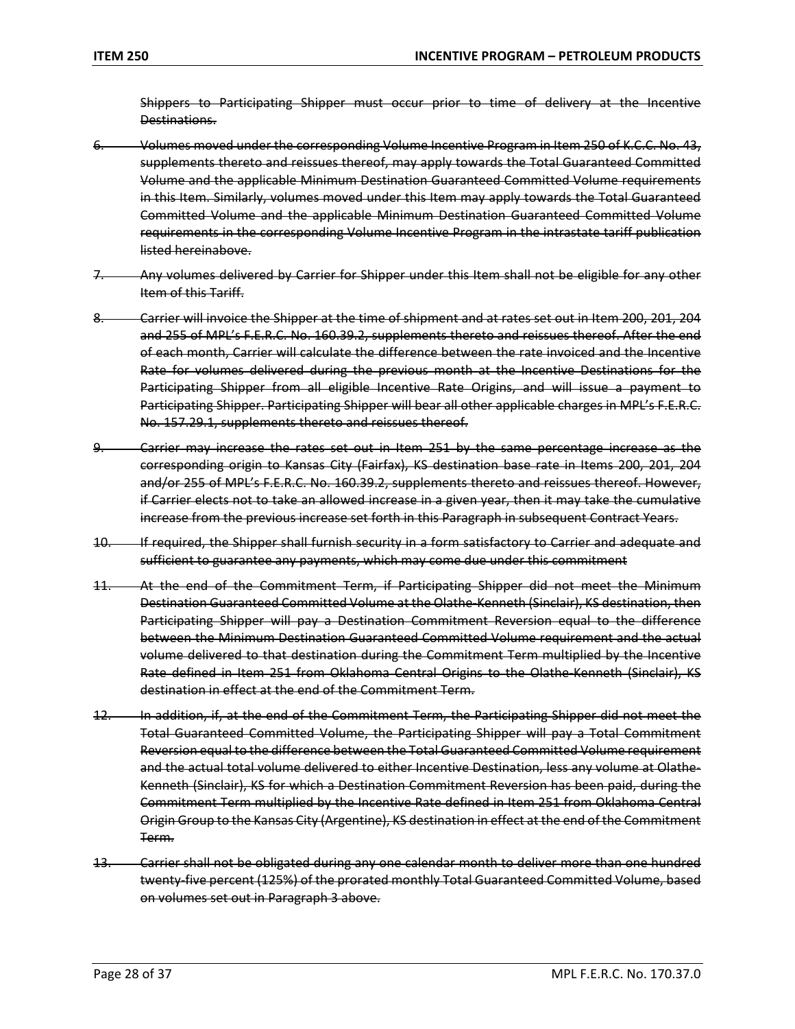~~Shippers to Participating Shipper must occur prior to time of delivery at the Incentive Destinations.~~

6. ~~Volumes moved under the corresponding Volume Incentive Program in Item 250 of K.C.C. No. 43, supplements thereto and reissues thereof, may apply towards the Total Guaranteed Committed Volume and the applicable Minimum Destination Guaranteed Committed Volume requirements in this Item. Similarly, volumes moved under this Item may apply towards the Total Guaranteed Committed Volume and the applicable Minimum Destination Guaranteed Committed Volume requirements in the corresponding Volume Incentive Program in the intrastate tariff publication listed hereinabove.~~

7. ~~Any volumes delivered by Carrier for Shipper under this Item shall not be eligible for any other Item of this Tariff.~~

8. ~~Carrier will invoice the Shipper at the time of shipment and at rates set out in Item 200, 201, 204 and 255 of MPL's F.E.R.C. No. 160.39.2, supplements thereto and reissues thereof. After the end of each month, Carrier will calculate the difference between the rate invoiced and the Incentive Rate for volumes delivered during the previous month at the Incentive Destinations for the Participating Shipper from all eligible Incentive Rate Origins, and will issue a payment to Participating Shipper. Participating Shipper will bear all other applicable charges in MPL's F.E.R.C. No. 157.29.1, supplements thereto and reissues thereof.~~

9. ~~Carrier may increase the rates set out in Item 251 by the same percentage increase as the corresponding origin to Kansas City (Fairfax), KS destination base rate in Items 200, 201, 204 and/or 255 of MPL's F.E.R.C. No. 160.39.2, supplements thereto and reissues thereof. However, if Carrier elects not to take an allowed increase in a given year, then it may take the cumulative increase from the previous increase set forth in this Paragraph in subsequent Contract Years.~~

10. ~~If required, the Shipper shall furnish security in a form satisfactory to Carrier and adequate and sufficient to guarantee any payments, which may come due under this commitment~~

11. ~~At the end of the Commitment Term, if Participating Shipper did not meet the Minimum Destination Guaranteed Committed Volume at the Olathe-Kenneth (Sinclair), KS destination, then Participating Shipper will pay a Destination Commitment Reversion equal to the difference between the Minimum Destination Guaranteed Committed Volume requirement and the actual volume delivered to that destination during the Commitment Term multiplied by the Incentive Rate defined in Item 251 from Oklahoma Central Origins to the Olathe-Kenneth (Sinclair), KS destination in effect at the end of the Commitment Term.~~

12. ~~In addition, if, at the end of the Commitment Term, the Participating Shipper did not meet the Total Guaranteed Committed Volume, the Participating Shipper will pay a Total Commitment Reversion equal to the difference between the Total Guaranteed Committed Volume requirement and the actual total volume delivered to either Incentive Destination, less any volume at Olathe-Kenneth (Sinclair), KS for which a Destination Commitment Reversion has been paid, during the Commitment Term multiplied by the Incentive Rate defined in Item 251 from Oklahoma Central Origin Group to the Kansas City (Argentine), KS destination in effect at the end of the Commitment Term.~~

13. ~~Carrier shall not be obligated during any one calendar month to deliver more than one hundred twenty-five percent (125%) of the prorated monthly Total Guaranteed Committed Volume, based on volumes set out in Paragraph 3 above.~~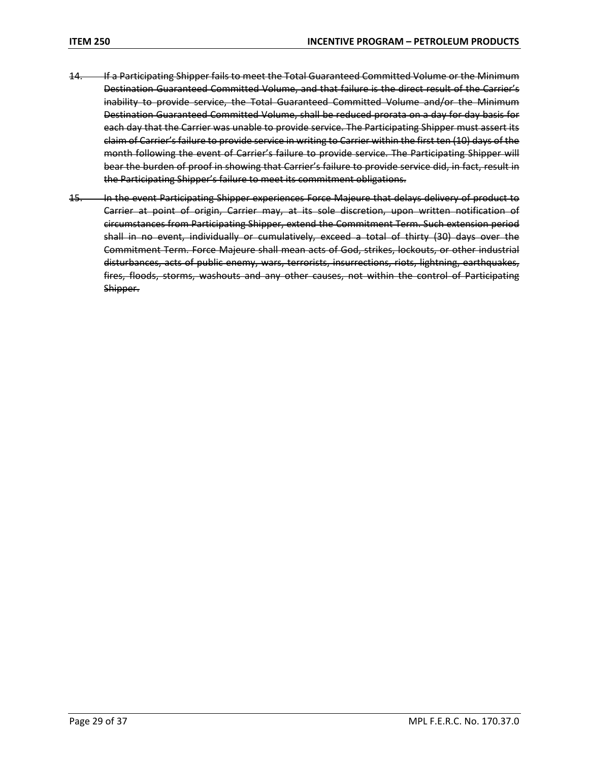~~14. If a Participating Shipper fails to meet the Total Guaranteed Committed Volume or the Minimum Destination Guaranteed Committed Volume, and that failure is the direct result of the Carrier's inability to provide service, the Total Guaranteed Committed Volume and/or the Minimum Destination Guaranteed Committed Volume, shall be reduced prorata on a day for day basis for each day that the Carrier was unable to provide service. The Participating Shipper must assert its claim of Carrier's failure to provide service in writing to Carrier within the first ten (10) days of the month following the event of Carrier's failure to provide service. The Participating Shipper will bear the burden of proof in showing that Carrier's failure to provide service did, in fact, result in the Participating Shipper's failure to meet its commitment obligations.~~

~~15. In the event Participating Shipper experiences Force Majeure that delays delivery of product to Carrier at point of origin, Carrier may, at its sole discretion, upon written notification of circumstances from Participating Shipper, extend the Commitment Term. Such extension period shall in no event, individually or cumulatively, exceed a total of thirty (30) days over the Commitment Term. Force Majeure shall mean acts of God, strikes, lockouts, or other industrial disturbances, acts of public enemy, wars, terrorists, insurrections, riots, lightning, earthquakes, fires, floods, storms, washouts and any other causes, not within the control of Participating Shipper.~~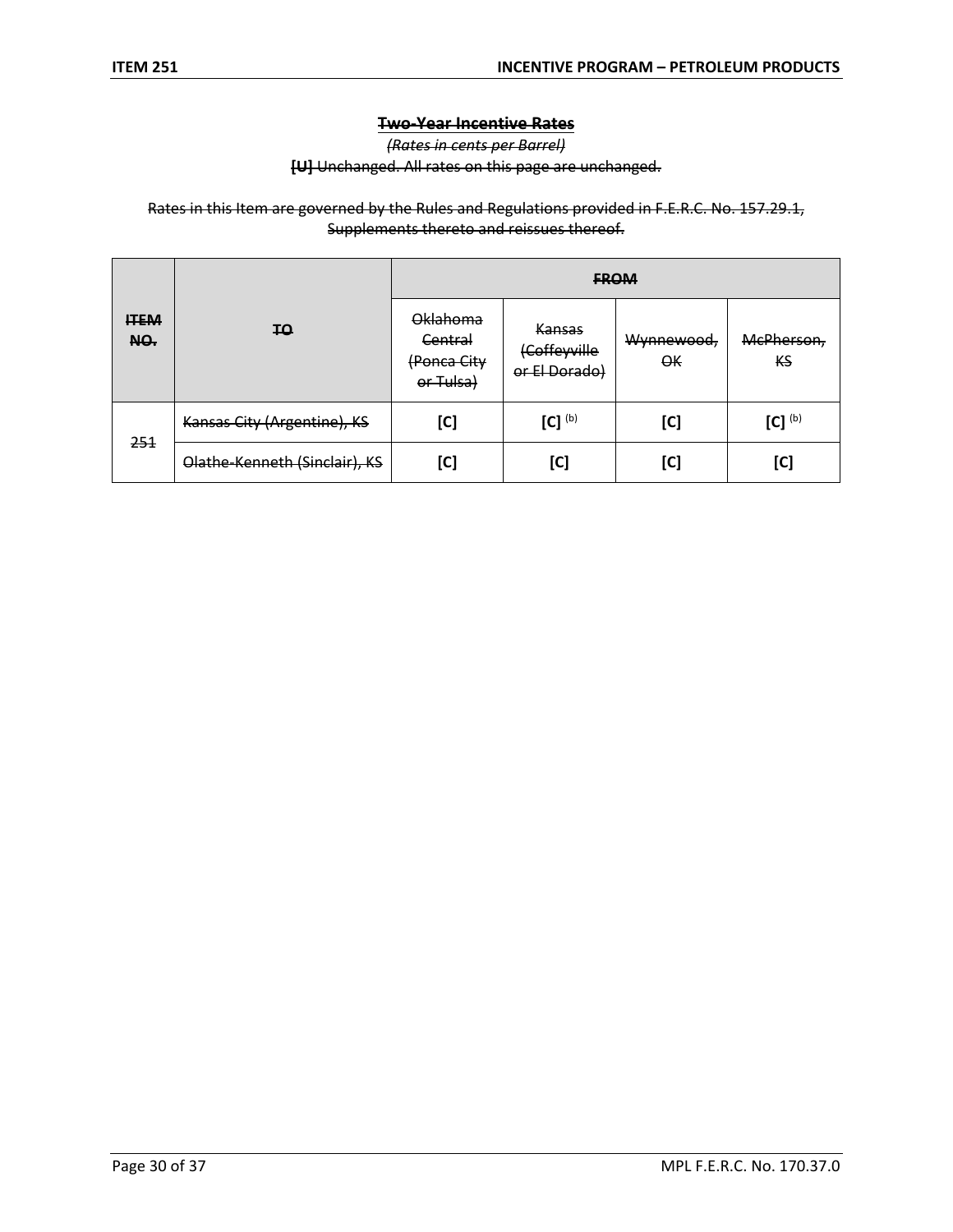## Two-Year Incentive Rates

*(Rates in cents per Barrel)*

**[U]** Unchanged. All rates on this page are unchanged.

Rates in this Item are governed by the Rules and Regulations provided in F.E.R.C. No. 157.29.1, Supplements thereto and reissues thereof.

| ITEM NO. | TO | FROM | | | |
|---|---|---|---|---|---|
| | | Oklahoma Central (Ponca City or Tulsa) | Kansas (Coffeyville or El Dorado) | Wynnewood, OK | McPherson, KS |
| 251 | Kansas City (Argentine), KS | **[C]** | **[C]** (b) | **[C]** | **[C]** (b) |
| | Olathe-Kenneth (Sinclair), KS | **[C]** | **[C]** | **[C]** | **[C]** |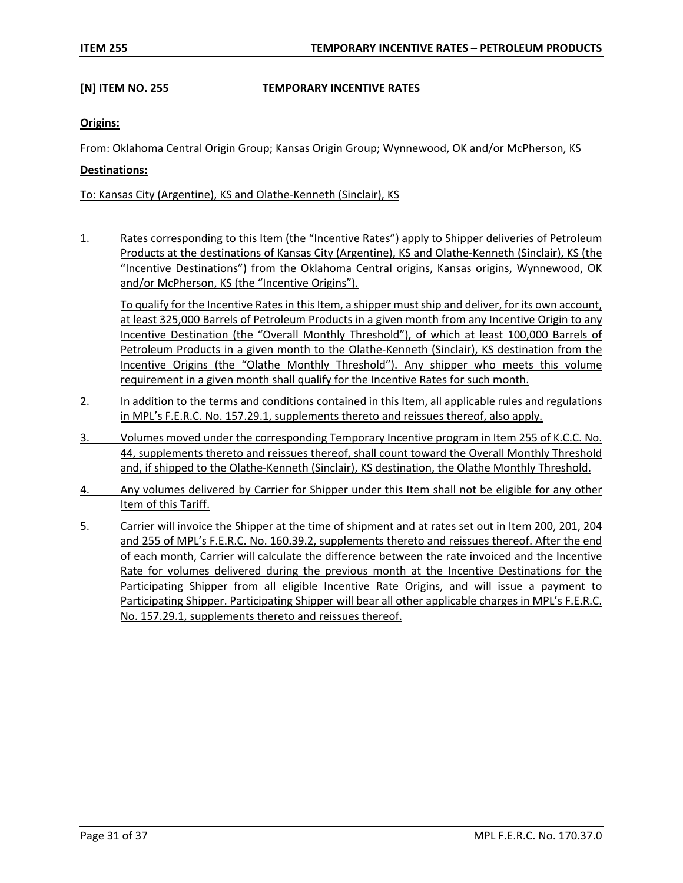**[N] ITEM NO. 255 TEMPORARY INCENTIVE RATES**

**Origins:**

From: Oklahoma Central Origin Group; Kansas Origin Group; Wynnewood, OK and/or McPherson, KS

**Destinations:**

To: Kansas City (Argentine), KS and Olathe-Kenneth (Sinclair), KS

1. Rates corresponding to this Item (the "Incentive Rates") apply to Shipper deliveries of Petroleum Products at the destinations of Kansas City (Argentine), KS and Olathe-Kenneth (Sinclair), KS (the "Incentive Destinations") from the Oklahoma Central origins, Kansas origins, Wynnewood, OK and/or McPherson, KS (the "Incentive Origins").

   To qualify for the Incentive Rates in this Item, a shipper must ship and deliver, for its own account, at least 325,000 Barrels of Petroleum Products in a given month from any Incentive Origin to any Incentive Destination (the "Overall Monthly Threshold"), of which at least 100,000 Barrels of Petroleum Products in a given month to the Olathe-Kenneth (Sinclair), KS destination from the Incentive Origins (the "Olathe Monthly Threshold"). Any shipper who meets this volume requirement in a given month shall qualify for the Incentive Rates for such month.

2. In addition to the terms and conditions contained in this Item, all applicable rules and regulations in MPL's F.E.R.C. No. 157.29.1, supplements thereto and reissues thereof, also apply.

3. Volumes moved under the corresponding Temporary Incentive program in Item 255 of K.C.C. No. 44, supplements thereto and reissues thereof, shall count toward the Overall Monthly Threshold and, if shipped to the Olathe-Kenneth (Sinclair), KS destination, the Olathe Monthly Threshold.

4. Any volumes delivered by Carrier for Shipper under this Item shall not be eligible for any other Item of this Tariff.

5. Carrier will invoice the Shipper at the time of shipment and at rates set out in Item 200, 201, 204 and 255 of MPL's F.E.R.C. No. 160.39.2, supplements thereto and reissues thereof. After the end of each month, Carrier will calculate the difference between the rate invoiced and the Incentive Rate for volumes delivered during the previous month at the Incentive Destinations for the Participating Shipper from all eligible Incentive Rate Origins, and will issue a payment to Participating Shipper. Participating Shipper will bear all other applicable charges in MPL's F.E.R.C. No. 157.29.1, supplements thereto and reissues thereof.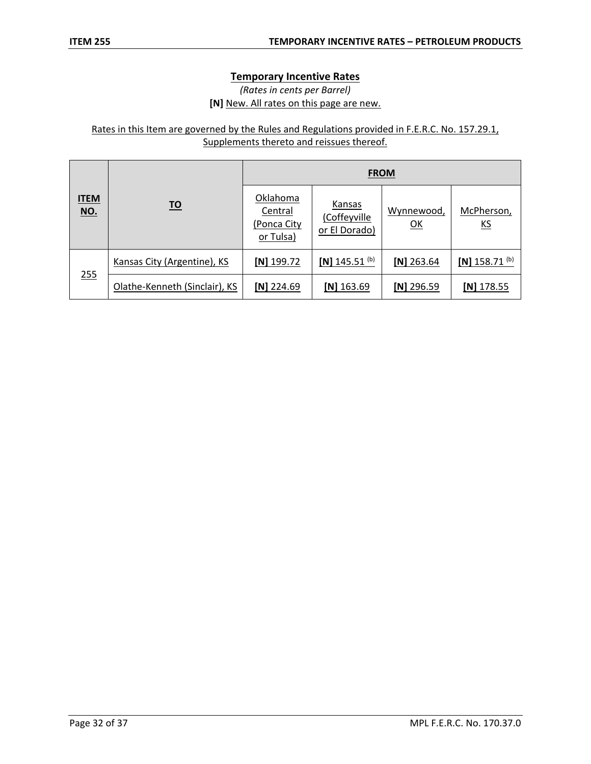## Temporary Incentive Rates

*(Rates in cents per Barrel)*

**[N]** New. All rates on this page are new.

Rates in this Item are governed by the Rules and Regulations provided in F.E.R.C. No. 157.29.1, Supplements thereto and reissues thereof.

| ITEM NO. | TO | FROM | | | |
|---|---|---|---|---|---|
| | | Oklahoma Central (Ponca City or Tulsa) | Kansas (Coffeyville or El Dorado) | Wynnewood, OK | McPherson, KS |
| 255 | Kansas City (Argentine), KS | **[N]** 199.72 | **[N]** 145.51 (b) | **[N]** 263.64 | **[N]** 158.71 (b) |
| | Olathe-Kenneth (Sinclair), KS | **[N]** 224.69 | **[N]** 163.69 | **[N]** 296.59 | **[N]** 178.55 |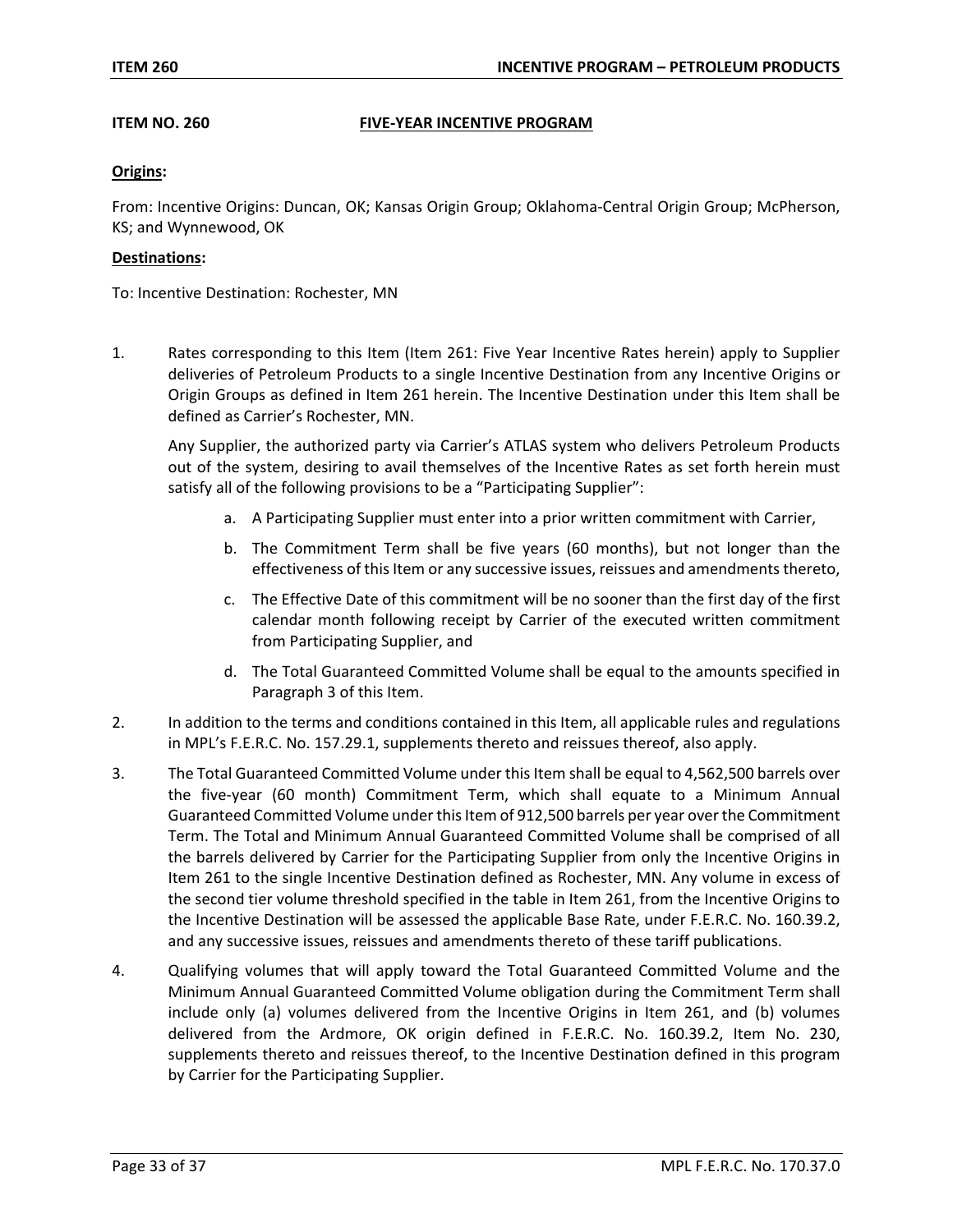## ITEM NO. 260 FIVE-YEAR INCENTIVE PROGRAM

**Origins:**

From: Incentive Origins: Duncan, OK; Kansas Origin Group; Oklahoma-Central Origin Group; McPherson, KS; and Wynnewood, OK

**Destinations:**

To: Incentive Destination: Rochester, MN

1. Rates corresponding to this Item (Item 261: Five Year Incentive Rates herein) apply to Supplier deliveries of Petroleum Products to a single Incentive Destination from any Incentive Origins or Origin Groups as defined in Item 261 herein. The Incentive Destination under this Item shall be defined as Carrier's Rochester, MN.

   Any Supplier, the authorized party via Carrier's ATLAS system who delivers Petroleum Products out of the system, desiring to avail themselves of the Incentive Rates as set forth herein must satisfy all of the following provisions to be a "Participating Supplier":

   a. A Participating Supplier must enter into a prior written commitment with Carrier,

   b. The Commitment Term shall be five years (60 months), but not longer than the effectiveness of this Item or any successive issues, reissues and amendments thereto,

   c. The Effective Date of this commitment will be no sooner than the first day of the first calendar month following receipt by Carrier of the executed written commitment from Participating Supplier, and

   d. The Total Guaranteed Committed Volume shall be equal to the amounts specified in Paragraph 3 of this Item.

2. In addition to the terms and conditions contained in this Item, all applicable rules and regulations in MPL's F.E.R.C. No. 157.29.1, supplements thereto and reissues thereof, also apply.

3. The Total Guaranteed Committed Volume under this Item shall be equal to 4,562,500 barrels over the five-year (60 month) Commitment Term, which shall equate to a Minimum Annual Guaranteed Committed Volume under this Item of 912,500 barrels per year over the Commitment Term. The Total and Minimum Annual Guaranteed Committed Volume shall be comprised of all the barrels delivered by Carrier for the Participating Supplier from only the Incentive Origins in Item 261 to the single Incentive Destination defined as Rochester, MN. Any volume in excess of the second tier volume threshold specified in the table in Item 261, from the Incentive Origins to the Incentive Destination will be assessed the applicable Base Rate, under F.E.R.C. No. 160.39.2, and any successive issues, reissues and amendments thereto of these tariff publications.

4. Qualifying volumes that will apply toward the Total Guaranteed Committed Volume and the Minimum Annual Guaranteed Committed Volume obligation during the Commitment Term shall include only (a) volumes delivered from the Incentive Origins in Item 261, and (b) volumes delivered from the Ardmore, OK origin defined in F.E.R.C. No. 160.39.2, Item No. 230, supplements thereto and reissues thereof, to the Incentive Destination defined in this program by Carrier for the Participating Supplier.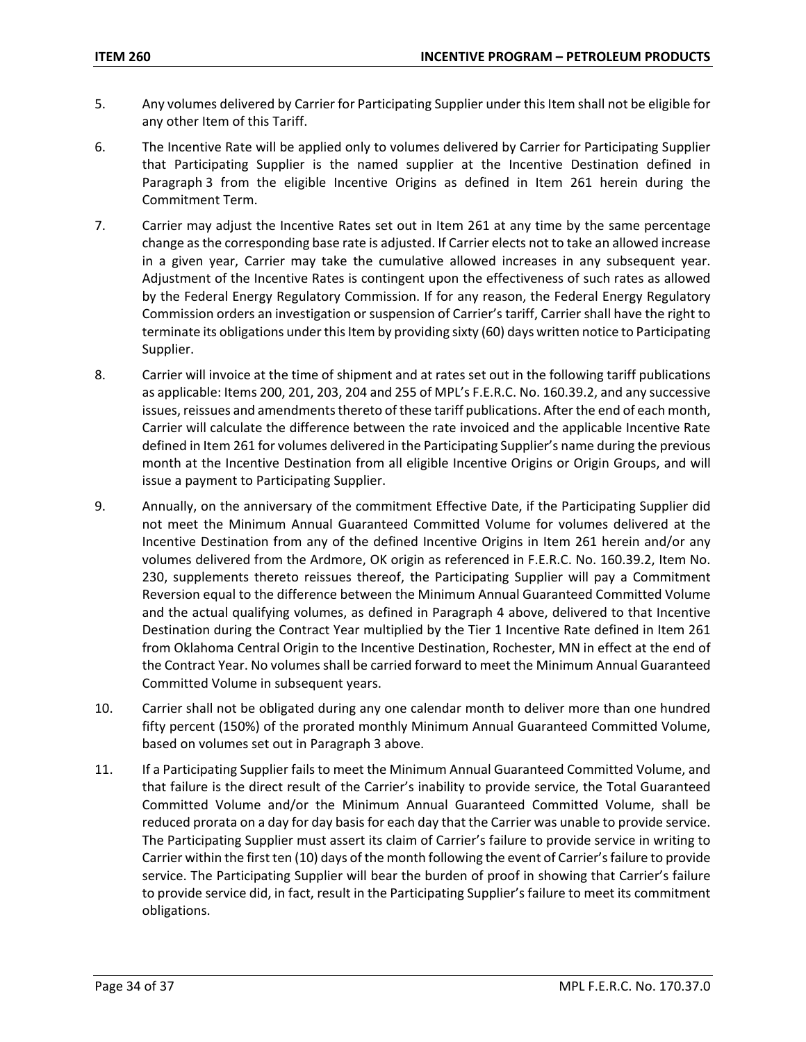5. Any volumes delivered by Carrier for Participating Supplier under this Item shall not be eligible for any other Item of this Tariff.

6. The Incentive Rate will be applied only to volumes delivered by Carrier for Participating Supplier that Participating Supplier is the named supplier at the Incentive Destination defined in Paragraph 3 from the eligible Incentive Origins as defined in Item 261 herein during the Commitment Term.

7. Carrier may adjust the Incentive Rates set out in Item 261 at any time by the same percentage change as the corresponding base rate is adjusted. If Carrier elects not to take an allowed increase in a given year, Carrier may take the cumulative allowed increases in any subsequent year. Adjustment of the Incentive Rates is contingent upon the effectiveness of such rates as allowed by the Federal Energy Regulatory Commission. If for any reason, the Federal Energy Regulatory Commission orders an investigation or suspension of Carrier's tariff, Carrier shall have the right to terminate its obligations under this Item by providing sixty (60) days written notice to Participating Supplier.

8. Carrier will invoice at the time of shipment and at rates set out in the following tariff publications as applicable: Items 200, 201, 203, 204 and 255 of MPL's F.E.R.C. No. 160.39.2, and any successive issues, reissues and amendments thereto of these tariff publications. After the end of each month, Carrier will calculate the difference between the rate invoiced and the applicable Incentive Rate defined in Item 261 for volumes delivered in the Participating Supplier's name during the previous month at the Incentive Destination from all eligible Incentive Origins or Origin Groups, and will issue a payment to Participating Supplier.

9. Annually, on the anniversary of the commitment Effective Date, if the Participating Supplier did not meet the Minimum Annual Guaranteed Committed Volume for volumes delivered at the Incentive Destination from any of the defined Incentive Origins in Item 261 herein and/or any volumes delivered from the Ardmore, OK origin as referenced in F.E.R.C. No. 160.39.2, Item No. 230, supplements thereto reissues thereof, the Participating Supplier will pay a Commitment Reversion equal to the difference between the Minimum Annual Guaranteed Committed Volume and the actual qualifying volumes, as defined in Paragraph 4 above, delivered to that Incentive Destination during the Contract Year multiplied by the Tier 1 Incentive Rate defined in Item 261 from Oklahoma Central Origin to the Incentive Destination, Rochester, MN in effect at the end of the Contract Year. No volumes shall be carried forward to meet the Minimum Annual Guaranteed Committed Volume in subsequent years.

10. Carrier shall not be obligated during any one calendar month to deliver more than one hundred fifty percent (150%) of the prorated monthly Minimum Annual Guaranteed Committed Volume, based on volumes set out in Paragraph 3 above.

11. If a Participating Supplier fails to meet the Minimum Annual Guaranteed Committed Volume, and that failure is the direct result of the Carrier's inability to provide service, the Total Guaranteed Committed Volume and/or the Minimum Annual Guaranteed Committed Volume, shall be reduced prorata on a day for day basis for each day that the Carrier was unable to provide service. The Participating Supplier must assert its claim of Carrier's failure to provide service in writing to Carrier within the first ten (10) days of the month following the event of Carrier's failure to provide service. The Participating Supplier will bear the burden of proof in showing that Carrier's failure to provide service did, in fact, result in the Participating Supplier's failure to meet its commitment obligations.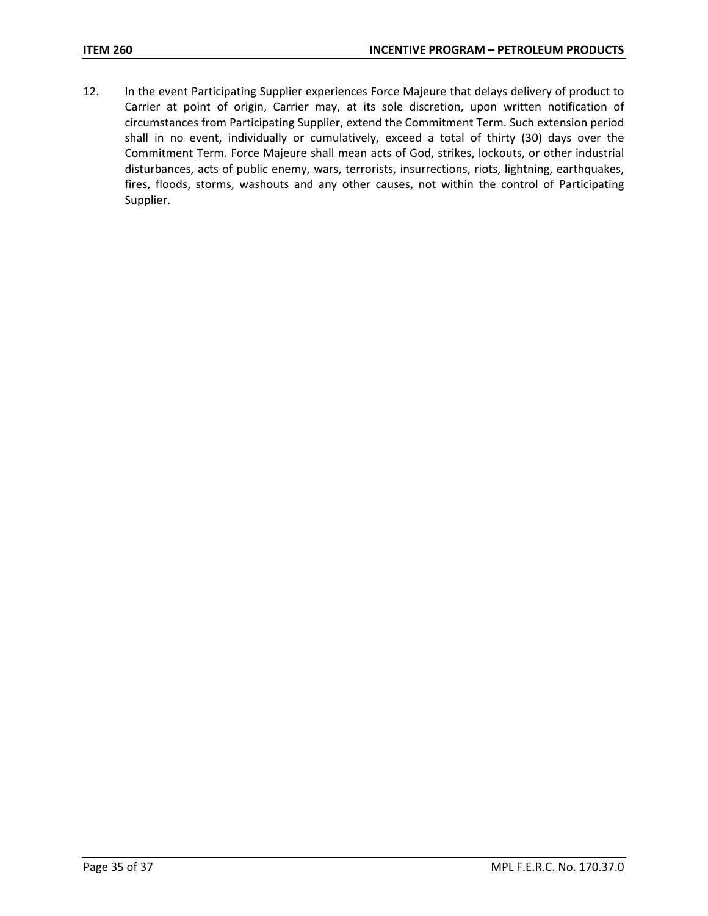12. In the event Participating Supplier experiences Force Majeure that delays delivery of product to Carrier at point of origin, Carrier may, at its sole discretion, upon written notification of circumstances from Participating Supplier, extend the Commitment Term. Such extension period shall in no event, individually or cumulatively, exceed a total of thirty (30) days over the Commitment Term. Force Majeure shall mean acts of God, strikes, lockouts, or other industrial disturbances, acts of public enemy, wars, terrorists, insurrections, riots, lightning, earthquakes, fires, floods, storms, washouts and any other causes, not within the control of Participating Supplier.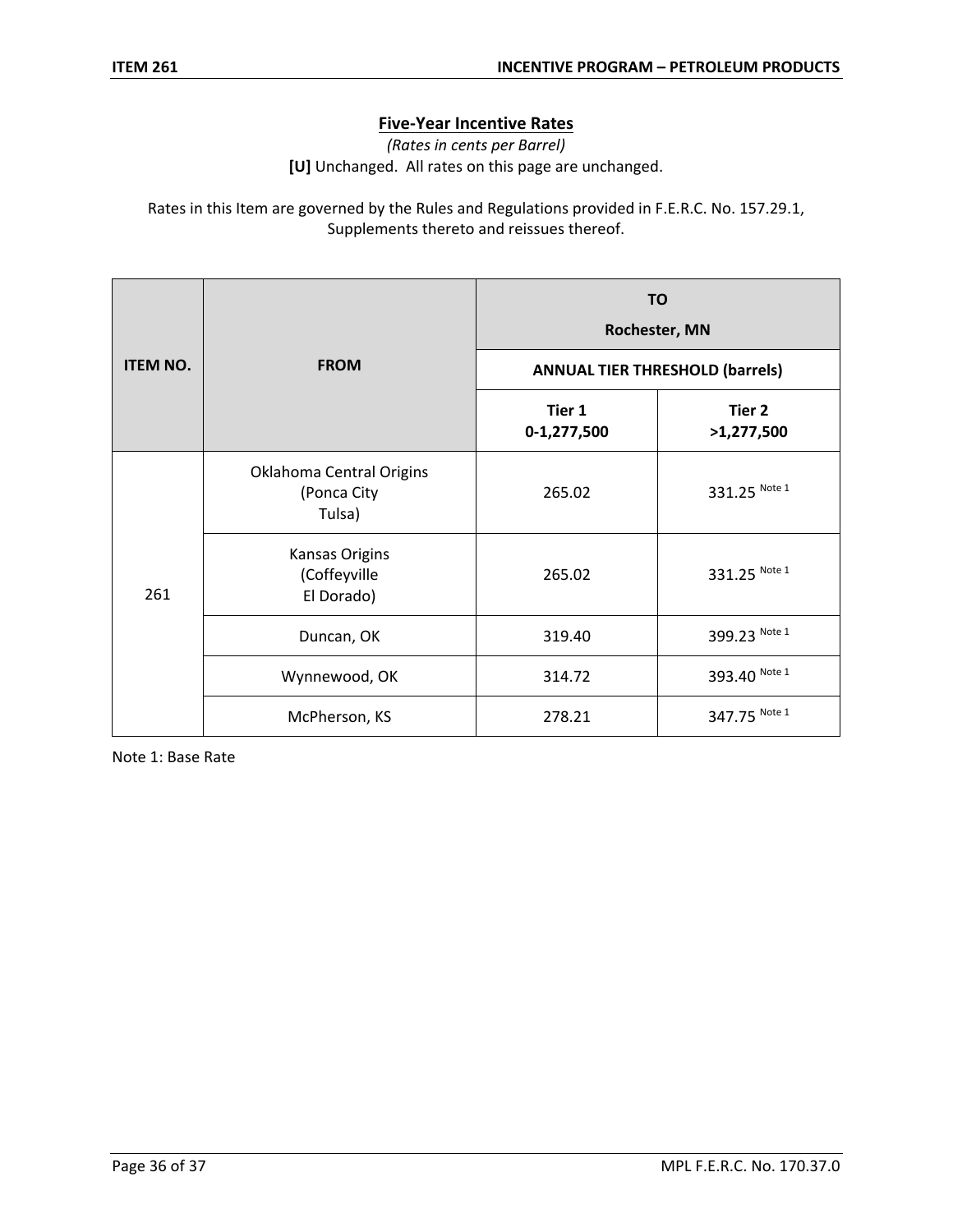ITEM 261 — INCENTIVE PROGRAM – PETROLEUM PRODUCTS

## Five-Year Incentive Rates

*(Rates in cents per Barrel)*

**[U]** Unchanged. All rates on this page are unchanged.

Rates in this Item are governed by the Rules and Regulations provided in F.E.R.C. No. 157.29.1, Supplements thereto and reissues thereof.

| ITEM NO. | FROM | TO Rochester, MN | |
|---|---|---|---|
| | | ANNUAL TIER THRESHOLD (barrels) | |
| | | Tier 1 0-1,277,500 | Tier 2 >1,277,500 |
| 261 | Oklahoma Central Origins (Ponca City Tulsa) | 265.02 | 331.25 Note 1 |
| | Kansas Origins (Coffeyville El Dorado) | 265.02 | 331.25 Note 1 |
| | Duncan, OK | 319.40 | 399.23 Note 1 |
| | Wynnewood, OK | 314.72 | 393.40 Note 1 |
| | McPherson, KS | 278.21 | 347.75 Note 1 |

Note 1: Base Rate

MPL F.E.R.C. No. 170.37.0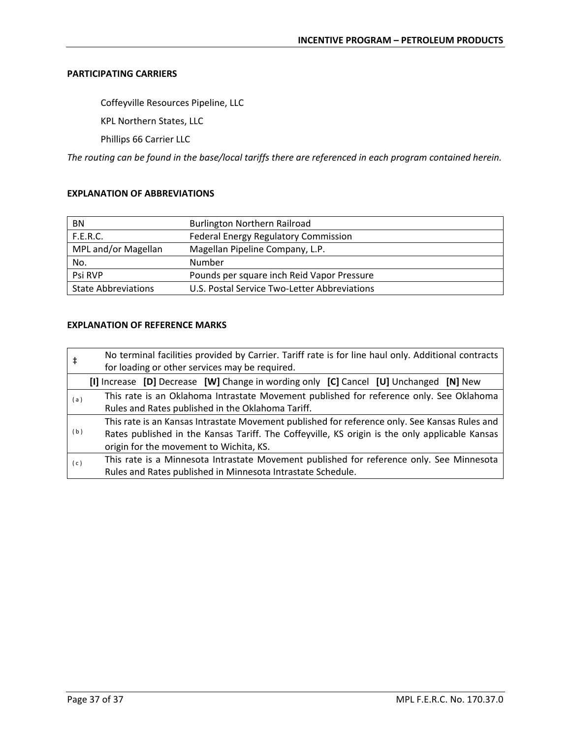## PARTICIPATING CARRIERS

Coffeyville Resources Pipeline, LLC

KPL Northern States, LLC

Phillips 66 Carrier LLC

*The routing can be found in the base/local tariffs there are referenced in each program contained herein.*

## EXPLANATION OF ABBREVIATIONS

| | |
|---|---|
| BN | Burlington Northern Railroad |
| F.E.R.C. | Federal Energy Regulatory Commission |
| MPL and/or Magellan | Magellan Pipeline Company, L.P. |
| No. | Number |
| Psi RVP | Pounds per square inch Reid Vapor Pressure |
| State Abbreviations | U.S. Postal Service Two-Letter Abbreviations |

## EXPLANATION OF REFERENCE MARKS

| | |
|---|---|
| ‡ | No terminal facilities provided by Carrier. Tariff rate is for line haul only. Additional contracts for loading or other services may be required. |
| **[I]** Increase **[D]** Decrease **[W]** Change in wording only **[C]** Cancel **[U]** Unchanged **[N]** New | |
| (a) | This rate is an Oklahoma Intrastate Movement published for reference only. See Oklahoma Rules and Rates published in the Oklahoma Tariff. |
| (b) | This rate is an Kansas Intrastate Movement published for reference only. See Kansas Rules and Rates published in the Kansas Tariff. The Coffeyville, KS origin is the only applicable Kansas origin for the movement to Wichita, KS. |
| (c) | This rate is a Minnesota Intrastate Movement published for reference only. See Minnesota Rules and Rates published in Minnesota Intrastate Schedule. |